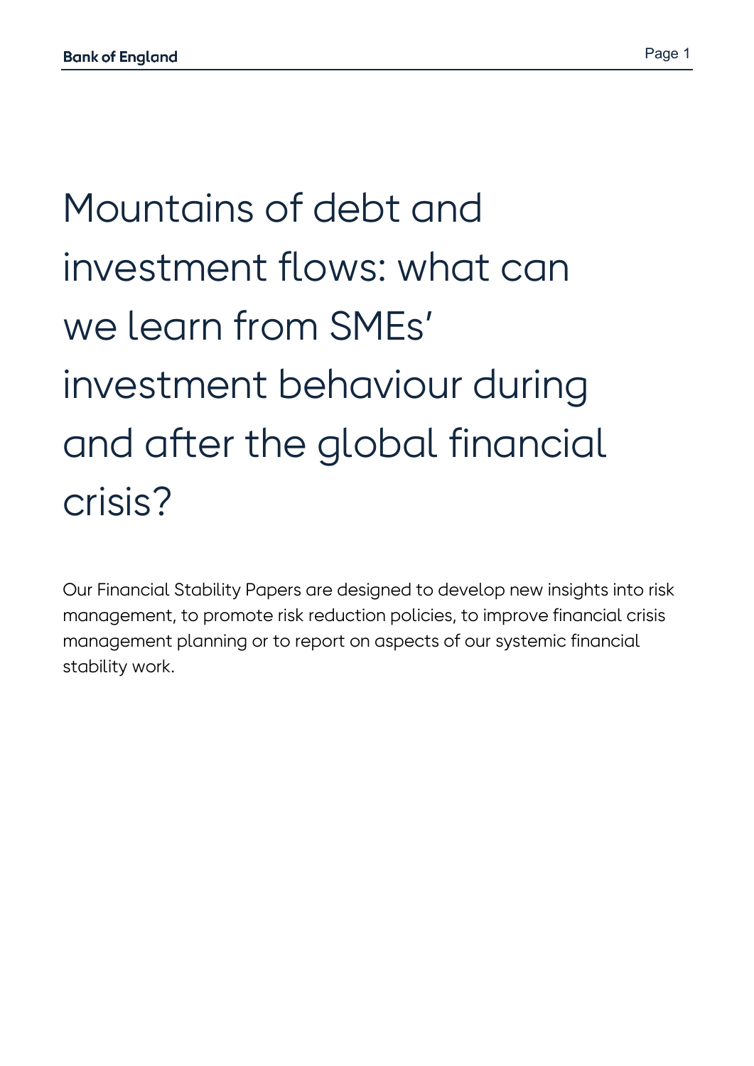# Mountains of debt and investment flows: what can we learn from SMEs' investment behaviour during and after the global financial crisis?

Our Financial Stability Papers are designed to develop new insights into risk management, to promote risk reduction policies, to improve financial crisis management planning or to report on aspects of our systemic financial stability work.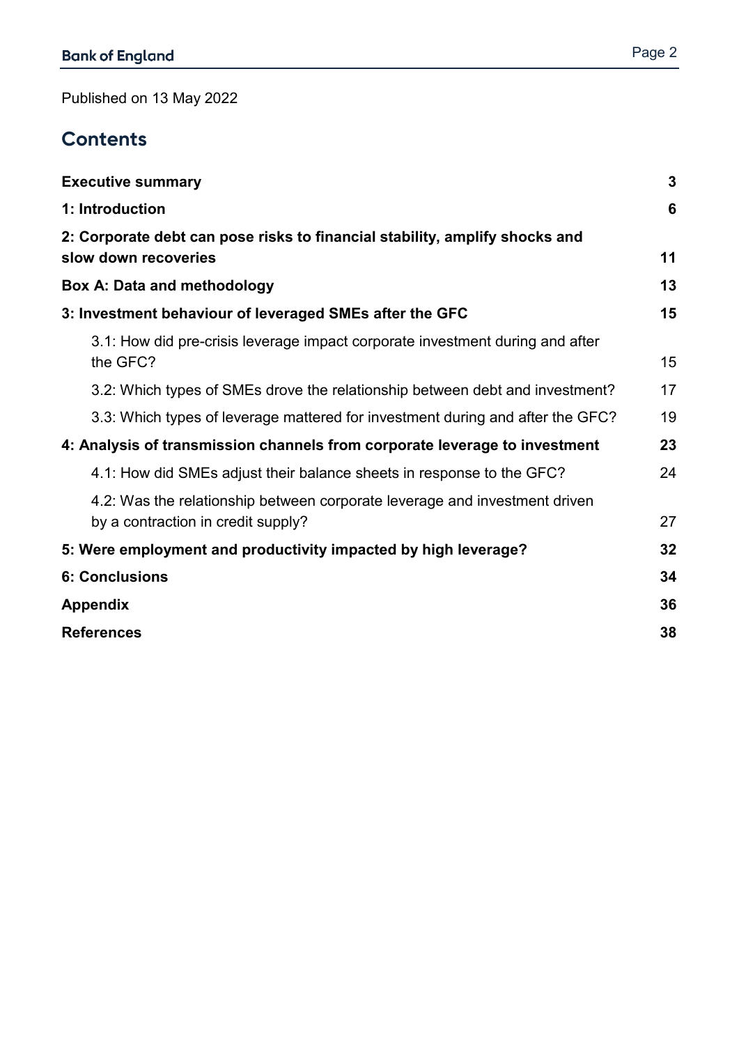Published on 13 May 2022

## Contents

| | |
|---|---|
| **Executive summary** | **3** |
| **1: Introduction** | **6** |
| **2: Corporate debt can pose risks to financial stability, amplify shocks and slow down recoveries** | **11** |
| **Box A: Data and methodology** | **13** |
| **3: Investment behaviour of leveraged SMEs after the GFC** | **15** |
| 3.1: How did pre-crisis leverage impact corporate investment during and after the GFC? | 15 |
| 3.2: Which types of SMEs drove the relationship between debt and investment? | 17 |
| 3.3: Which types of leverage mattered for investment during and after the GFC? | 19 |
| **4: Analysis of transmission channels from corporate leverage to investment** | **23** |
| 4.1: How did SMEs adjust their balance sheets in response to the GFC? | 24 |
| 4.2: Was the relationship between corporate leverage and investment driven by a contraction in credit supply? | 27 |
| **5: Were employment and productivity impacted by high leverage?** | **32** |
| **6: Conclusions** | **34** |
| **Appendix** | **36** |
| **References** | **38** |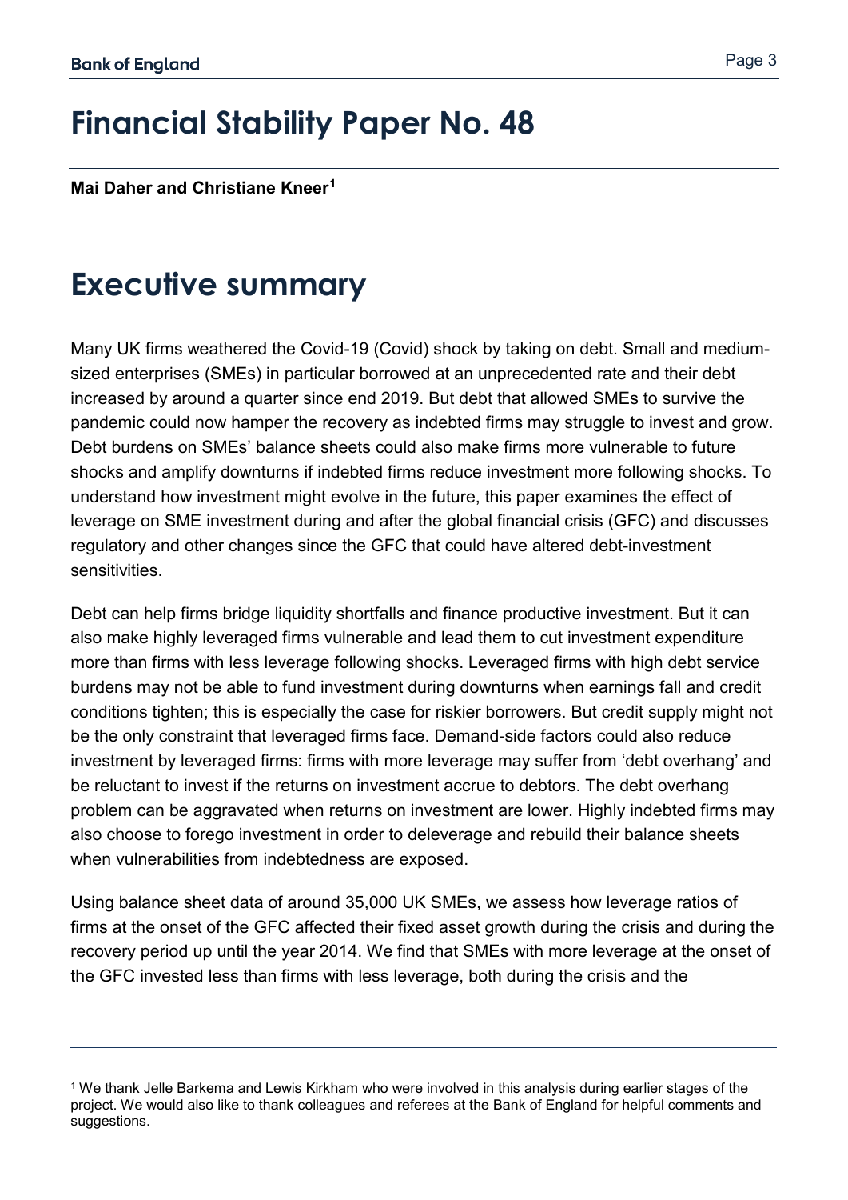# Financial Stability Paper No. 48

**Mai Daher and Christiane Kneer[1]**

# Executive summary

Many UK firms weathered the Covid-19 (Covid) shock by taking on debt. Small and medium-sized enterprises (SMEs) in particular borrowed at an unprecedented rate and their debt increased by around a quarter since end 2019. But debt that allowed SMEs to survive the pandemic could now hamper the recovery as indebted firms may struggle to invest and grow. Debt burdens on SMEs' balance sheets could also make firms more vulnerable to future shocks and amplify downturns if indebted firms reduce investment more following shocks. To understand how investment might evolve in the future, this paper examines the effect of leverage on SME investment during and after the global financial crisis (GFC) and discusses regulatory and other changes since the GFC that could have altered debt-investment sensitivities.

Debt can help firms bridge liquidity shortfalls and finance productive investment. But it can also make highly leveraged firms vulnerable and lead them to cut investment expenditure more than firms with less leverage following shocks. Leveraged firms with high debt service burdens may not be able to fund investment during downturns when earnings fall and credit conditions tighten; this is especially the case for riskier borrowers. But credit supply might not be the only constraint that leveraged firms face. Demand-side factors could also reduce investment by leveraged firms: firms with more leverage may suffer from 'debt overhang' and be reluctant to invest if the returns on investment accrue to debtors. The debt overhang problem can be aggravated when returns on investment are lower. Highly indebted firms may also choose to forego investment in order to deleverage and rebuild their balance sheets when vulnerabilities from indebtedness are exposed.

Using balance sheet data of around 35,000 UK SMEs, we assess how leverage ratios of firms at the onset of the GFC affected their fixed asset growth during the crisis and during the recovery period up until the year 2014. We find that SMEs with more leverage at the onset of the GFC invested less than firms with less leverage, both during the crisis and the

---

[1] We thank Jelle Barkema and Lewis Kirkham who were involved in this analysis during earlier stages of the project. We would also like to thank colleagues and referees at the Bank of England for helpful comments and suggestions.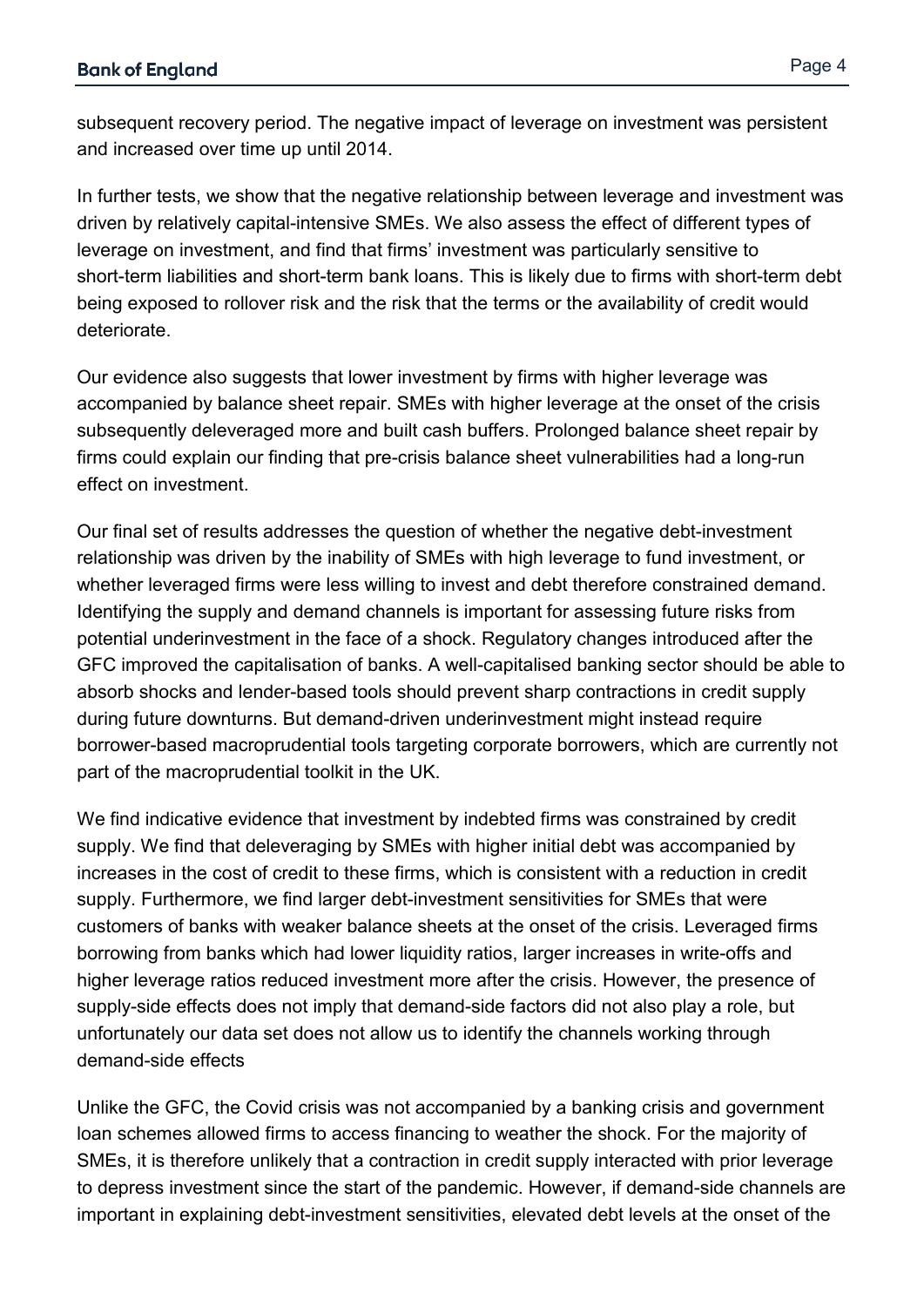subsequent recovery period. The negative impact of leverage on investment was persistent and increased over time up until 2014.

In further tests, we show that the negative relationship between leverage and investment was driven by relatively capital-intensive SMEs. We also assess the effect of different types of leverage on investment, and find that firms' investment was particularly sensitive to short-term liabilities and short-term bank loans. This is likely due to firms with short-term debt being exposed to rollover risk and the risk that the terms or the availability of credit would deteriorate.

Our evidence also suggests that lower investment by firms with higher leverage was accompanied by balance sheet repair. SMEs with higher leverage at the onset of the crisis subsequently deleveraged more and built cash buffers. Prolonged balance sheet repair by firms could explain our finding that pre-crisis balance sheet vulnerabilities had a long-run effect on investment.

Our final set of results addresses the question of whether the negative debt-investment relationship was driven by the inability of SMEs with high leverage to fund investment, or whether leveraged firms were less willing to invest and debt therefore constrained demand. Identifying the supply and demand channels is important for assessing future risks from potential underinvestment in the face of a shock. Regulatory changes introduced after the GFC improved the capitalisation of banks. A well-capitalised banking sector should be able to absorb shocks and lender-based tools should prevent sharp contractions in credit supply during future downturns. But demand-driven underinvestment might instead require borrower-based macroprudential tools targeting corporate borrowers, which are currently not part of the macroprudential toolkit in the UK.

We find indicative evidence that investment by indebted firms was constrained by credit supply. We find that deleveraging by SMEs with higher initial debt was accompanied by increases in the cost of credit to these firms, which is consistent with a reduction in credit supply. Furthermore, we find larger debt-investment sensitivities for SMEs that were customers of banks with weaker balance sheets at the onset of the crisis. Leveraged firms borrowing from banks which had lower liquidity ratios, larger increases in write-offs and higher leverage ratios reduced investment more after the crisis. However, the presence of supply-side effects does not imply that demand-side factors did not also play a role, but unfortunately our data set does not allow us to identify the channels working through demand-side effects

Unlike the GFC, the Covid crisis was not accompanied by a banking crisis and government loan schemes allowed firms to access financing to weather the shock. For the majority of SMEs, it is therefore unlikely that a contraction in credit supply interacted with prior leverage to depress investment since the start of the pandemic. However, if demand-side channels are important in explaining debt-investment sensitivities, elevated debt levels at the onset of the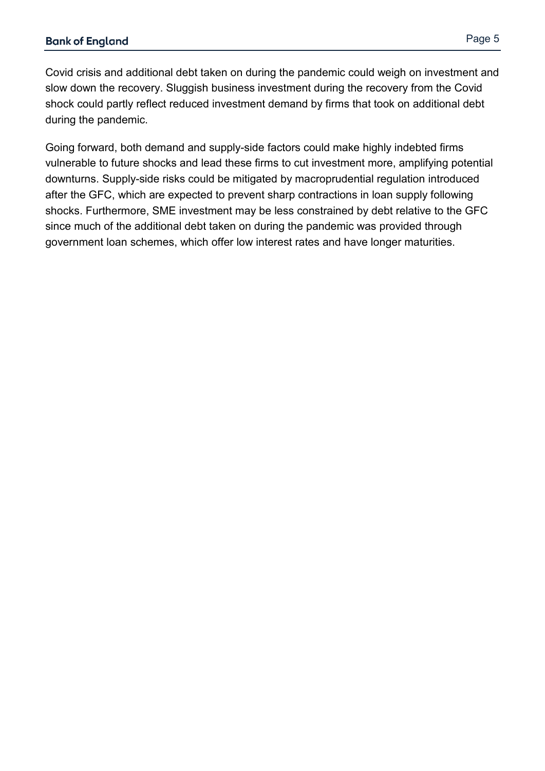Covid crisis and additional debt taken on during the pandemic could weigh on investment and slow down the recovery. Sluggish business investment during the recovery from the Covid shock could partly reflect reduced investment demand by firms that took on additional debt during the pandemic.

Going forward, both demand and supply-side factors could make highly indebted firms vulnerable to future shocks and lead these firms to cut investment more, amplifying potential downturns. Supply-side risks could be mitigated by macroprudential regulation introduced after the GFC, which are expected to prevent sharp contractions in loan supply following shocks. Furthermore, SME investment may be less constrained by debt relative to the GFC since much of the additional debt taken on during the pandemic was provided through government loan schemes, which offer low interest rates and have longer maturities.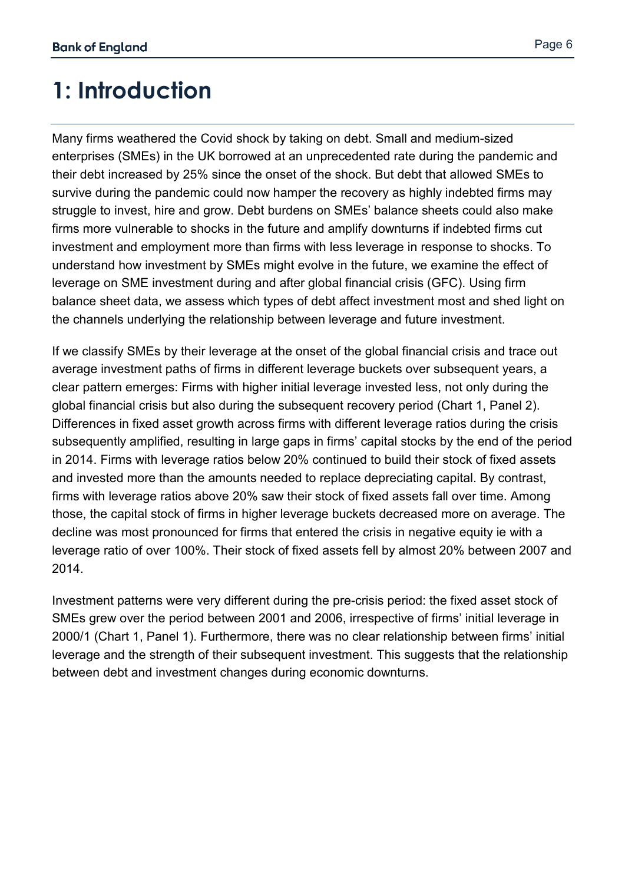# 1: Introduction

Many firms weathered the Covid shock by taking on debt. Small and medium-sized enterprises (SMEs) in the UK borrowed at an unprecedented rate during the pandemic and their debt increased by 25% since the onset of the shock. But debt that allowed SMEs to survive during the pandemic could now hamper the recovery as highly indebted firms may struggle to invest, hire and grow. Debt burdens on SMEs' balance sheets could also make firms more vulnerable to shocks in the future and amplify downturns if indebted firms cut investment and employment more than firms with less leverage in response to shocks. To understand how investment by SMEs might evolve in the future, we examine the effect of leverage on SME investment during and after global financial crisis (GFC). Using firm balance sheet data, we assess which types of debt affect investment most and shed light on the channels underlying the relationship between leverage and future investment.

If we classify SMEs by their leverage at the onset of the global financial crisis and trace out average investment paths of firms in different leverage buckets over subsequent years, a clear pattern emerges: Firms with higher initial leverage invested less, not only during the global financial crisis but also during the subsequent recovery period (Chart 1, Panel 2). Differences in fixed asset growth across firms with different leverage ratios during the crisis subsequently amplified, resulting in large gaps in firms' capital stocks by the end of the period in 2014. Firms with leverage ratios below 20% continued to build their stock of fixed assets and invested more than the amounts needed to replace depreciating capital. By contrast, firms with leverage ratios above 20% saw their stock of fixed assets fall over time. Among those, the capital stock of firms in higher leverage buckets decreased more on average. The decline was most pronounced for firms that entered the crisis in negative equity ie with a leverage ratio of over 100%. Their stock of fixed assets fell by almost 20% between 2007 and 2014.

Investment patterns were very different during the pre-crisis period: the fixed asset stock of SMEs grew over the period between 2001 and 2006, irrespective of firms' initial leverage in 2000/1 (Chart 1, Panel 1). Furthermore, there was no clear relationship between firms' initial leverage and the strength of their subsequent investment. This suggests that the relationship between debt and investment changes during economic downturns.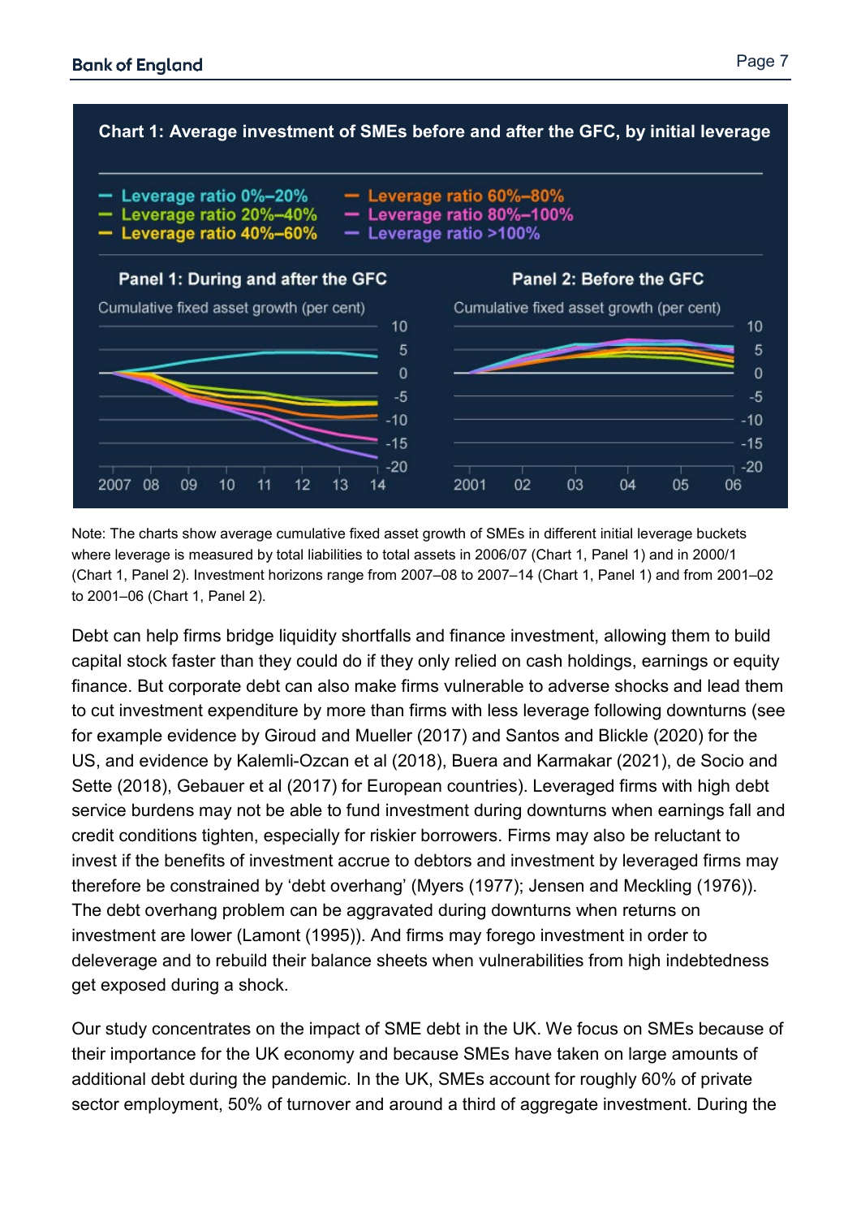**Chart 1: Average investment of SMEs before and after the GFC, by initial leverage**

- Leverage ratio 0%–20%
- Leverage ratio 20%–40%
- Leverage ratio 40%–60%
- Leverage ratio 60%–80%
- Leverage ratio 80%–100%
- Leverage ratio >100%

**Panel 1: During and after the GFC**

Cumulative fixed asset growth (per cent)

**Panel 2: Before the GFC**

Cumulative fixed asset growth (per cent)

Note: The charts show average cumulative fixed asset growth of SMEs in different initial leverage buckets where leverage is measured by total liabilities to total assets in 2006/07 (Chart 1, Panel 1) and in 2000/1 (Chart 1, Panel 2). Investment horizons range from 2007–08 to 2007–14 (Chart 1, Panel 1) and from 2001–02 to 2001–06 (Chart 1, Panel 2).

Debt can help firms bridge liquidity shortfalls and finance investment, allowing them to build capital stock faster than they could do if they only relied on cash holdings, earnings or equity finance. But corporate debt can also make firms vulnerable to adverse shocks and lead them to cut investment expenditure by more than firms with less leverage following downturns (see for example evidence by Giroud and Mueller (2017) and Santos and Blickle (2020) for the US, and evidence by Kalemli-Ozcan et al (2018), Buera and Karmakar (2021), de Socio and Sette (2018), Gebauer et al (2017) for European countries). Leveraged firms with high debt service burdens may not be able to fund investment during downturns when earnings fall and credit conditions tighten, especially for riskier borrowers. Firms may also be reluctant to invest if the benefits of investment accrue to debtors and investment by leveraged firms may therefore be constrained by 'debt overhang' (Myers (1977); Jensen and Meckling (1976)). The debt overhang problem can be aggravated during downturns when returns on investment are lower (Lamont (1995)). And firms may forego investment in order to deleverage and to rebuild their balance sheets when vulnerabilities from high indebtedness get exposed during a shock.

Our study concentrates on the impact of SME debt in the UK. We focus on SMEs because of their importance for the UK economy and because SMEs have taken on large amounts of additional debt during the pandemic. In the UK, SMEs account for roughly 60% of private sector employment, 50% of turnover and around a third of aggregate investment. During the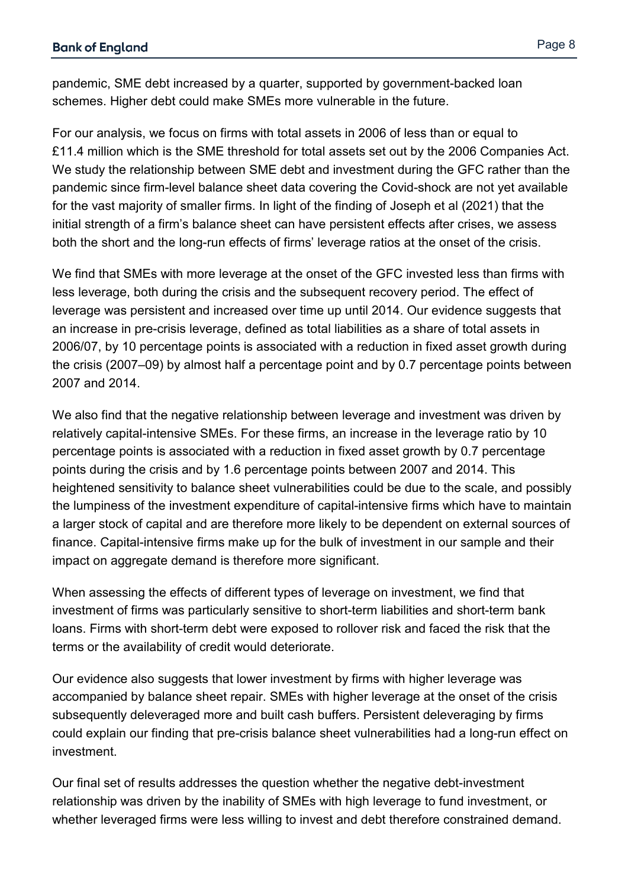pandemic, SME debt increased by a quarter, supported by government-backed loan schemes. Higher debt could make SMEs more vulnerable in the future.

For our analysis, we focus on firms with total assets in 2006 of less than or equal to £11.4 million which is the SME threshold for total assets set out by the 2006 Companies Act. We study the relationship between SME debt and investment during the GFC rather than the pandemic since firm-level balance sheet data covering the Covid-shock are not yet available for the vast majority of smaller firms. In light of the finding of Joseph et al (2021) that the initial strength of a firm's balance sheet can have persistent effects after crises, we assess both the short and the long-run effects of firms' leverage ratios at the onset of the crisis.

We find that SMEs with more leverage at the onset of the GFC invested less than firms with less leverage, both during the crisis and the subsequent recovery period. The effect of leverage was persistent and increased over time up until 2014. Our evidence suggests that an increase in pre-crisis leverage, defined as total liabilities as a share of total assets in 2006/07, by 10 percentage points is associated with a reduction in fixed asset growth during the crisis (2007–09) by almost half a percentage point and by 0.7 percentage points between 2007 and 2014.

We also find that the negative relationship between leverage and investment was driven by relatively capital-intensive SMEs. For these firms, an increase in the leverage ratio by 10 percentage points is associated with a reduction in fixed asset growth by 0.7 percentage points during the crisis and by 1.6 percentage points between 2007 and 2014. This heightened sensitivity to balance sheet vulnerabilities could be due to the scale, and possibly the lumpiness of the investment expenditure of capital-intensive firms which have to maintain a larger stock of capital and are therefore more likely to be dependent on external sources of finance. Capital-intensive firms make up for the bulk of investment in our sample and their impact on aggregate demand is therefore more significant.

When assessing the effects of different types of leverage on investment, we find that investment of firms was particularly sensitive to short-term liabilities and short-term bank loans. Firms with short-term debt were exposed to rollover risk and faced the risk that the terms or the availability of credit would deteriorate.

Our evidence also suggests that lower investment by firms with higher leverage was accompanied by balance sheet repair. SMEs with higher leverage at the onset of the crisis subsequently deleveraged more and built cash buffers. Persistent deleveraging by firms could explain our finding that pre-crisis balance sheet vulnerabilities had a long-run effect on investment.

Our final set of results addresses the question whether the negative debt-investment relationship was driven by the inability of SMEs with high leverage to fund investment, or whether leveraged firms were less willing to invest and debt therefore constrained demand.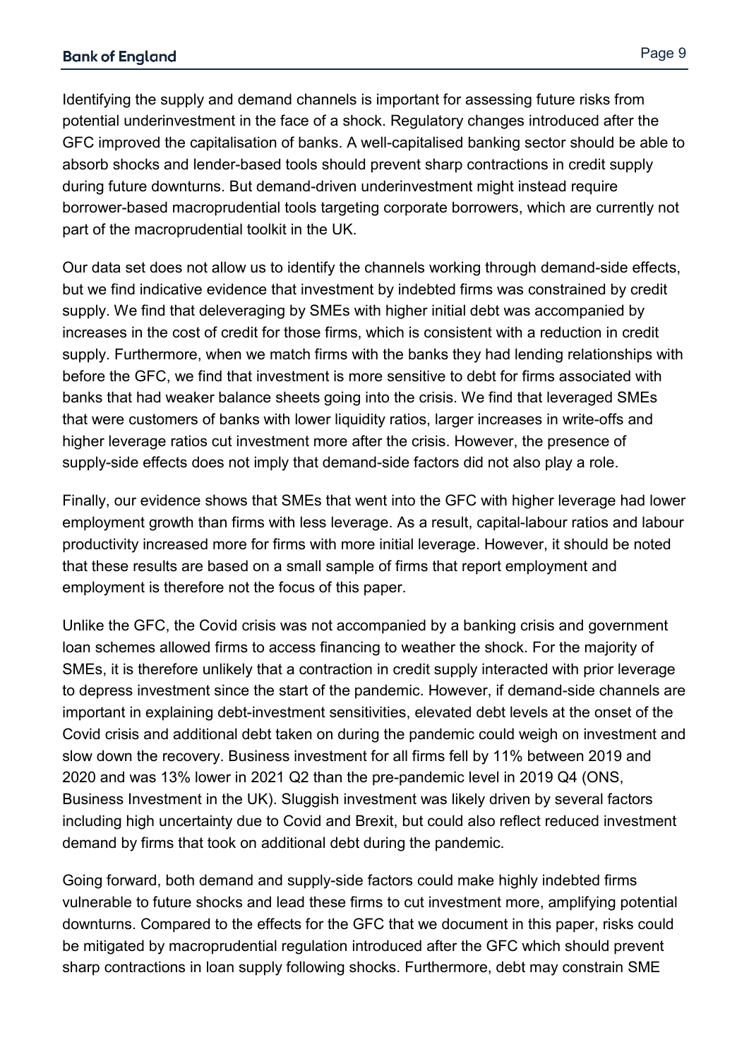Identifying the supply and demand channels is important for assessing future risks from potential underinvestment in the face of a shock. Regulatory changes introduced after the GFC improved the capitalisation of banks. A well-capitalised banking sector should be able to absorb shocks and lender-based tools should prevent sharp contractions in credit supply during future downturns. But demand-driven underinvestment might instead require borrower-based macroprudential tools targeting corporate borrowers, which are currently not part of the macroprudential toolkit in the UK.

Our data set does not allow us to identify the channels working through demand-side effects, but we find indicative evidence that investment by indebted firms was constrained by credit supply. We find that deleveraging by SMEs with higher initial debt was accompanied by increases in the cost of credit for those firms, which is consistent with a reduction in credit supply. Furthermore, when we match firms with the banks they had lending relationships with before the GFC, we find that investment is more sensitive to debt for firms associated with banks that had weaker balance sheets going into the crisis. We find that leveraged SMEs that were customers of banks with lower liquidity ratios, larger increases in write-offs and higher leverage ratios cut investment more after the crisis. However, the presence of supply-side effects does not imply that demand-side factors did not also play a role.

Finally, our evidence shows that SMEs that went into the GFC with higher leverage had lower employment growth than firms with less leverage. As a result, capital-labour ratios and labour productivity increased more for firms with more initial leverage. However, it should be noted that these results are based on a small sample of firms that report employment and employment is therefore not the focus of this paper.

Unlike the GFC, the Covid crisis was not accompanied by a banking crisis and government loan schemes allowed firms to access financing to weather the shock. For the majority of SMEs, it is therefore unlikely that a contraction in credit supply interacted with prior leverage to depress investment since the start of the pandemic. However, if demand-side channels are important in explaining debt-investment sensitivities, elevated debt levels at the onset of the Covid crisis and additional debt taken on during the pandemic could weigh on investment and slow down the recovery. Business investment for all firms fell by 11% between 2019 and 2020 and was 13% lower in 2021 Q2 than the pre-pandemic level in 2019 Q4 (ONS, Business Investment in the UK). Sluggish investment was likely driven by several factors including high uncertainty due to Covid and Brexit, but could also reflect reduced investment demand by firms that took on additional debt during the pandemic.

Going forward, both demand and supply-side factors could make highly indebted firms vulnerable to future shocks and lead these firms to cut investment more, amplifying potential downturns. Compared to the effects for the GFC that we document in this paper, risks could be mitigated by macroprudential regulation introduced after the GFC which should prevent sharp contractions in loan supply following shocks. Furthermore, debt may constrain SME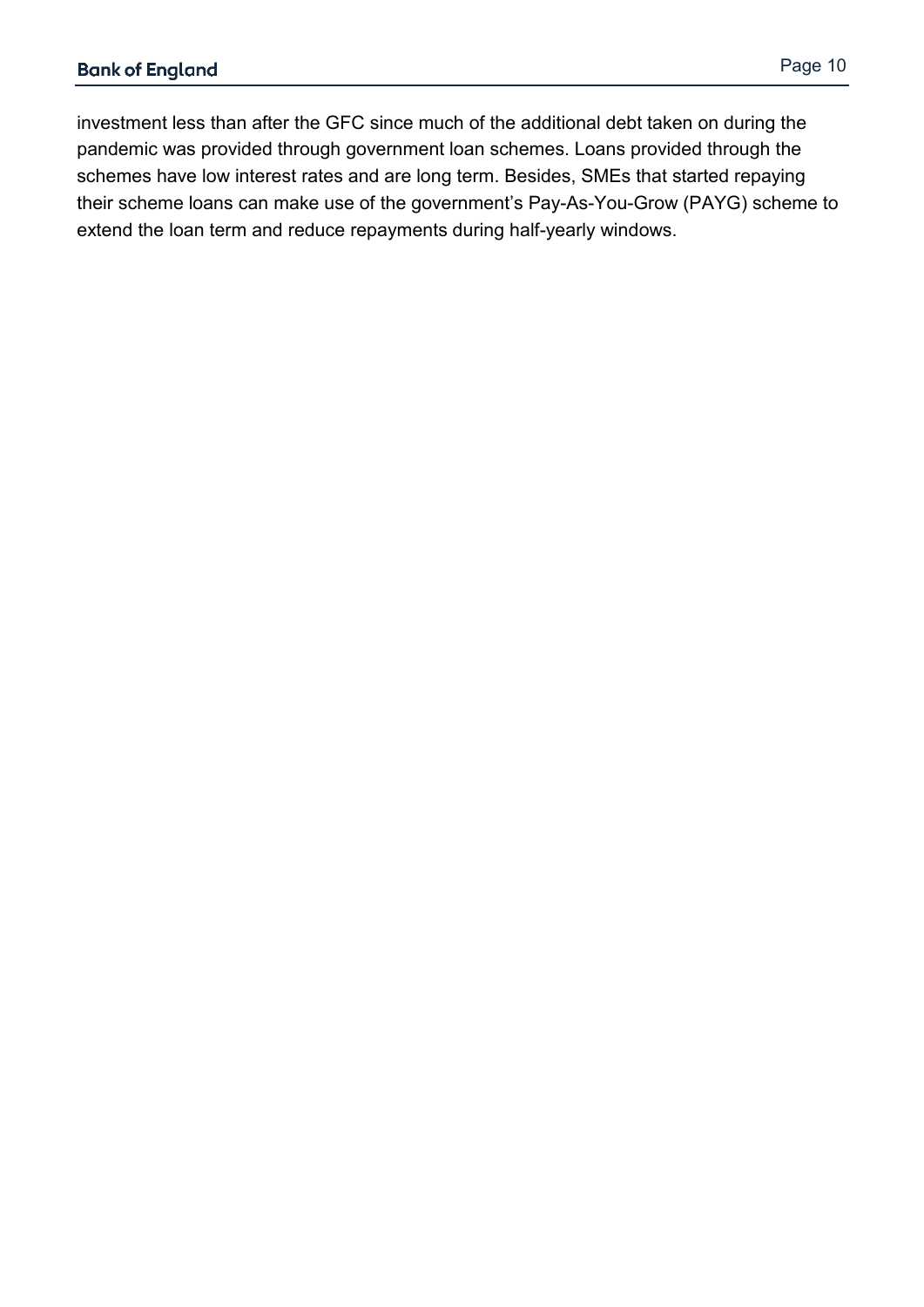investment less than after the GFC since much of the additional debt taken on during the pandemic was provided through government loan schemes. Loans provided through the schemes have low interest rates and are long term. Besides, SMEs that started repaying their scheme loans can make use of the government's Pay-As-You-Grow (PAYG) scheme to extend the loan term and reduce repayments during half-yearly windows.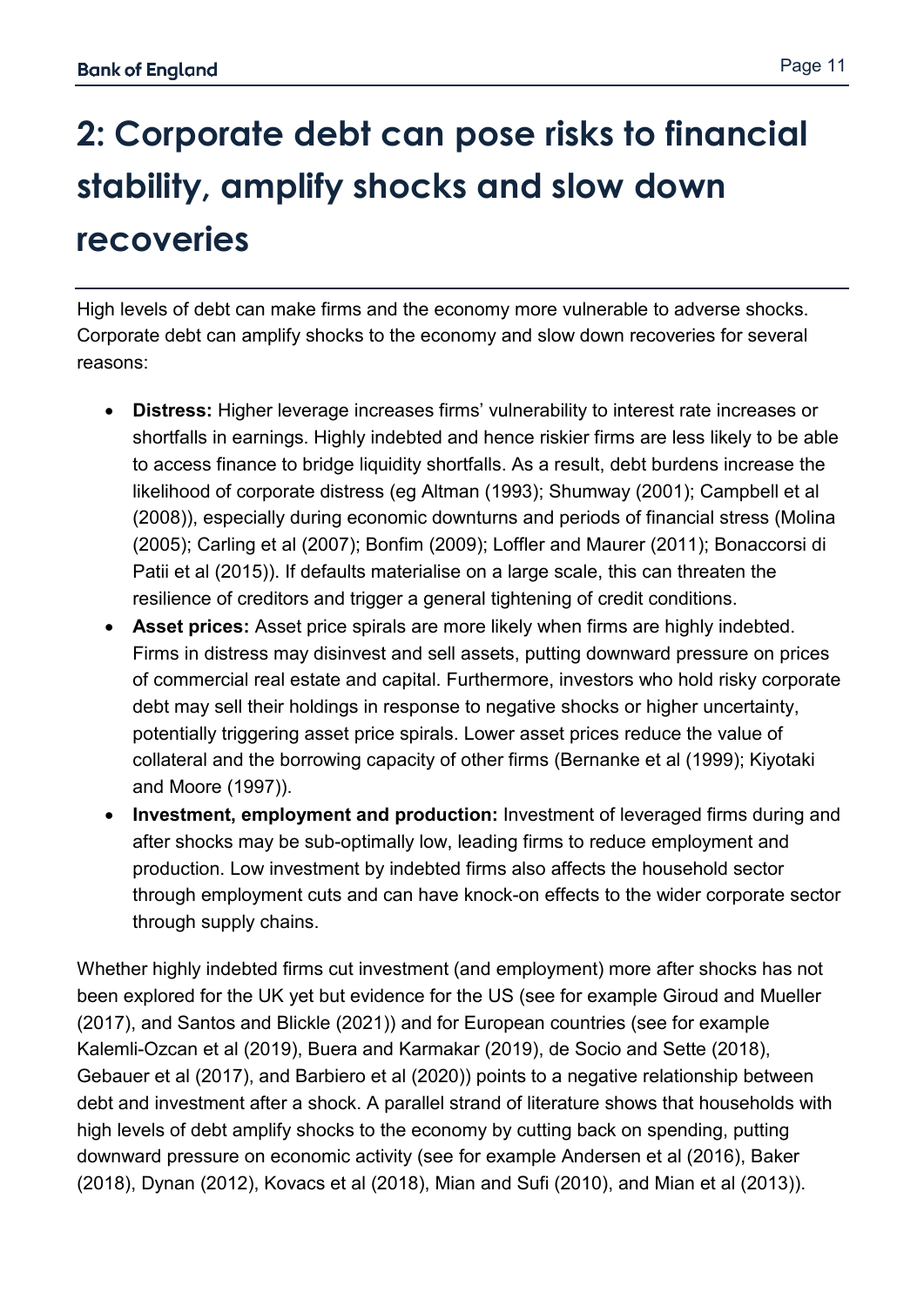# 2: Corporate debt can pose risks to financial stability, amplify shocks and slow down recoveries

High levels of debt can make firms and the economy more vulnerable to adverse shocks. Corporate debt can amplify shocks to the economy and slow down recoveries for several reasons:

- **Distress:** Higher leverage increases firms' vulnerability to interest rate increases or shortfalls in earnings. Highly indebted and hence riskier firms are less likely to be able to access finance to bridge liquidity shortfalls. As a result, debt burdens increase the likelihood of corporate distress (eg Altman (1993); Shumway (2001); Campbell et al (2008)), especially during economic downturns and periods of financial stress (Molina (2005); Carling et al (2007); Bonfim (2009); Loffler and Maurer (2011); Bonaccorsi di Patii et al (2015)). If defaults materialise on a large scale, this can threaten the resilience of creditors and trigger a general tightening of credit conditions.
- **Asset prices:** Asset price spirals are more likely when firms are highly indebted. Firms in distress may disinvest and sell assets, putting downward pressure on prices of commercial real estate and capital. Furthermore, investors who hold risky corporate debt may sell their holdings in response to negative shocks or higher uncertainty, potentially triggering asset price spirals. Lower asset prices reduce the value of collateral and the borrowing capacity of other firms (Bernanke et al (1999); Kiyotaki and Moore (1997)).
- **Investment, employment and production:** Investment of leveraged firms during and after shocks may be sub-optimally low, leading firms to reduce employment and production. Low investment by indebted firms also affects the household sector through employment cuts and can have knock-on effects to the wider corporate sector through supply chains.

Whether highly indebted firms cut investment (and employment) more after shocks has not been explored for the UK yet but evidence for the US (see for example Giroud and Mueller (2017), and Santos and Blickle (2021)) and for European countries (see for example Kalemli-Ozcan et al (2019), Buera and Karmakar (2019), de Socio and Sette (2018), Gebauer et al (2017), and Barbiero et al (2020)) points to a negative relationship between debt and investment after a shock. A parallel strand of literature shows that households with high levels of debt amplify shocks to the economy by cutting back on spending, putting downward pressure on economic activity (see for example Andersen et al (2016), Baker (2018), Dynan (2012), Kovacs et al (2018), Mian and Sufi (2010), and Mian et al (2013)).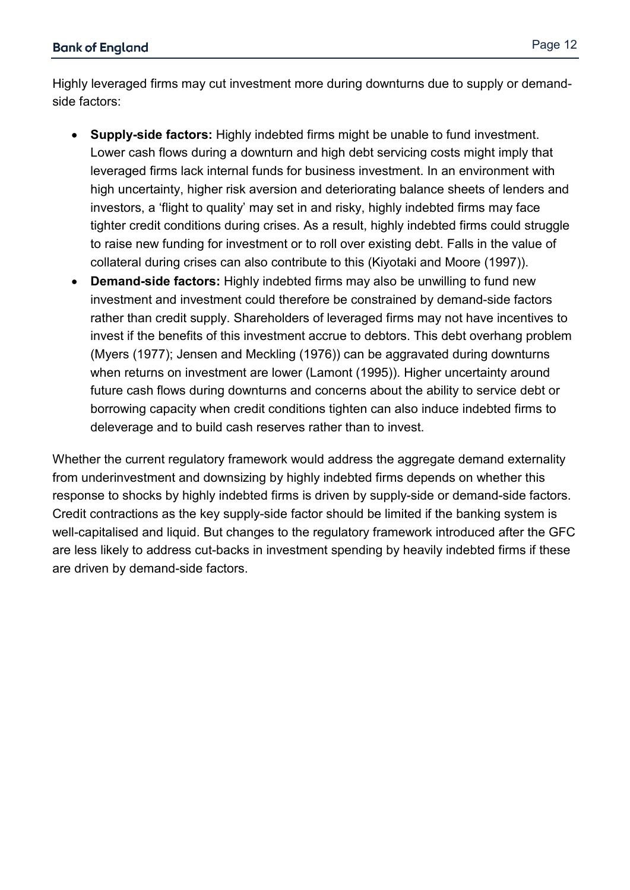Highly leveraged firms may cut investment more during downturns due to supply or demand-side factors:

- **Supply-side factors:** Highly indebted firms might be unable to fund investment. Lower cash flows during a downturn and high debt servicing costs might imply that leveraged firms lack internal funds for business investment. In an environment with high uncertainty, higher risk aversion and deteriorating balance sheets of lenders and investors, a 'flight to quality' may set in and risky, highly indebted firms may face tighter credit conditions during crises. As a result, highly indebted firms could struggle to raise new funding for investment or to roll over existing debt. Falls in the value of collateral during crises can also contribute to this (Kiyotaki and Moore (1997)).
- **Demand-side factors:** Highly indebted firms may also be unwilling to fund new investment and investment could therefore be constrained by demand-side factors rather than credit supply. Shareholders of leveraged firms may not have incentives to invest if the benefits of this investment accrue to debtors. This debt overhang problem (Myers (1977); Jensen and Meckling (1976)) can be aggravated during downturns when returns on investment are lower (Lamont (1995)). Higher uncertainty around future cash flows during downturns and concerns about the ability to service debt or borrowing capacity when credit conditions tighten can also induce indebted firms to deleverage and to build cash reserves rather than to invest.

Whether the current regulatory framework would address the aggregate demand externality from underinvestment and downsizing by highly indebted firms depends on whether this response to shocks by highly indebted firms is driven by supply-side or demand-side factors. Credit contractions as the key supply-side factor should be limited if the banking system is well-capitalised and liquid. But changes to the regulatory framework introduced after the GFC are less likely to address cut-backs in investment spending by heavily indebted firms if these are driven by demand-side factors.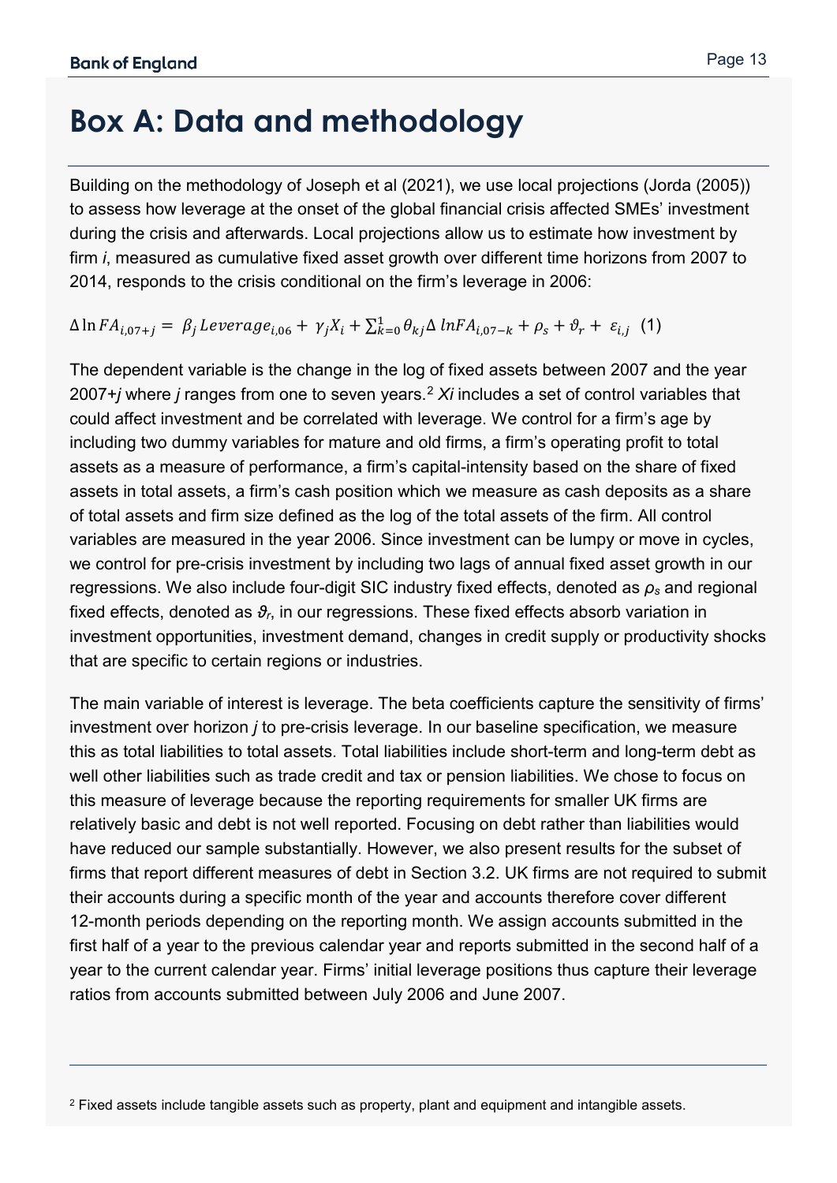# Box A: Data and methodology

Building on the methodology of Joseph et al (2021), we use local projections (Jorda (2005)) to assess how leverage at the onset of the global financial crisis affected SMEs' investment during the crisis and afterwards. Local projections allow us to estimate how investment by firm *i*, measured as cumulative fixed asset growth over different time horizons from 2007 to 2014, responds to the crisis conditional on the firm's leverage in 2006:

$$\Delta \ln FA_{i,07+j} = \beta_j Leverage_{i,06} + \gamma_j X_i + \sum_{k=0}^{1} \theta_{kj} \Delta \ln FA_{i,07-k} + \rho_s + \vartheta_r + \varepsilon_{i,j} \quad (1)$$

The dependent variable is the change in the log of fixed assets between 2007 and the year 2007+*j* where *j* ranges from one to seven years.[2] $X_i$ includes a set of control variables that could affect investment and be correlated with leverage. We control for a firm's age by including two dummy variables for mature and old firms, a firm's operating profit to total assets as a measure of performance, a firm's capital-intensity based on the share of fixed assets in total assets, a firm's cash position which we measure as cash deposits as a share of total assets and firm size defined as the log of the total assets of the firm. All control variables are measured in the year 2006. Since investment can be lumpy or move in cycles, we control for pre-crisis investment by including two lags of annual fixed asset growth in our regressions. We also include four-digit SIC industry fixed effects, denoted as $\rho_s$ and regional fixed effects, denoted as $\vartheta_r$, in our regressions. These fixed effects absorb variation in investment opportunities, investment demand, changes in credit supply or productivity shocks that are specific to certain regions or industries.

The main variable of interest is leverage. The beta coefficients capture the sensitivity of firms' investment over horizon *j* to pre-crisis leverage. In our baseline specification, we measure this as total liabilities to total assets. Total liabilities include short-term and long-term debt as well other liabilities such as trade credit and tax or pension liabilities. We chose to focus on this measure of leverage because the reporting requirements for smaller UK firms are relatively basic and debt is not well reported. Focusing on debt rather than liabilities would have reduced our sample substantially. However, we also present results for the subset of firms that report different measures of debt in Section 3.2. UK firms are not required to submit their accounts during a specific month of the year and accounts therefore cover different 12-month periods depending on the reporting month. We assign accounts submitted in the first half of a year to the previous calendar year and reports submitted in the second half of a year to the current calendar year. Firms' initial leverage positions thus capture their leverage ratios from accounts submitted between July 2006 and June 2007.

[2] Fixed assets include tangible assets such as property, plant and equipment and intangible assets.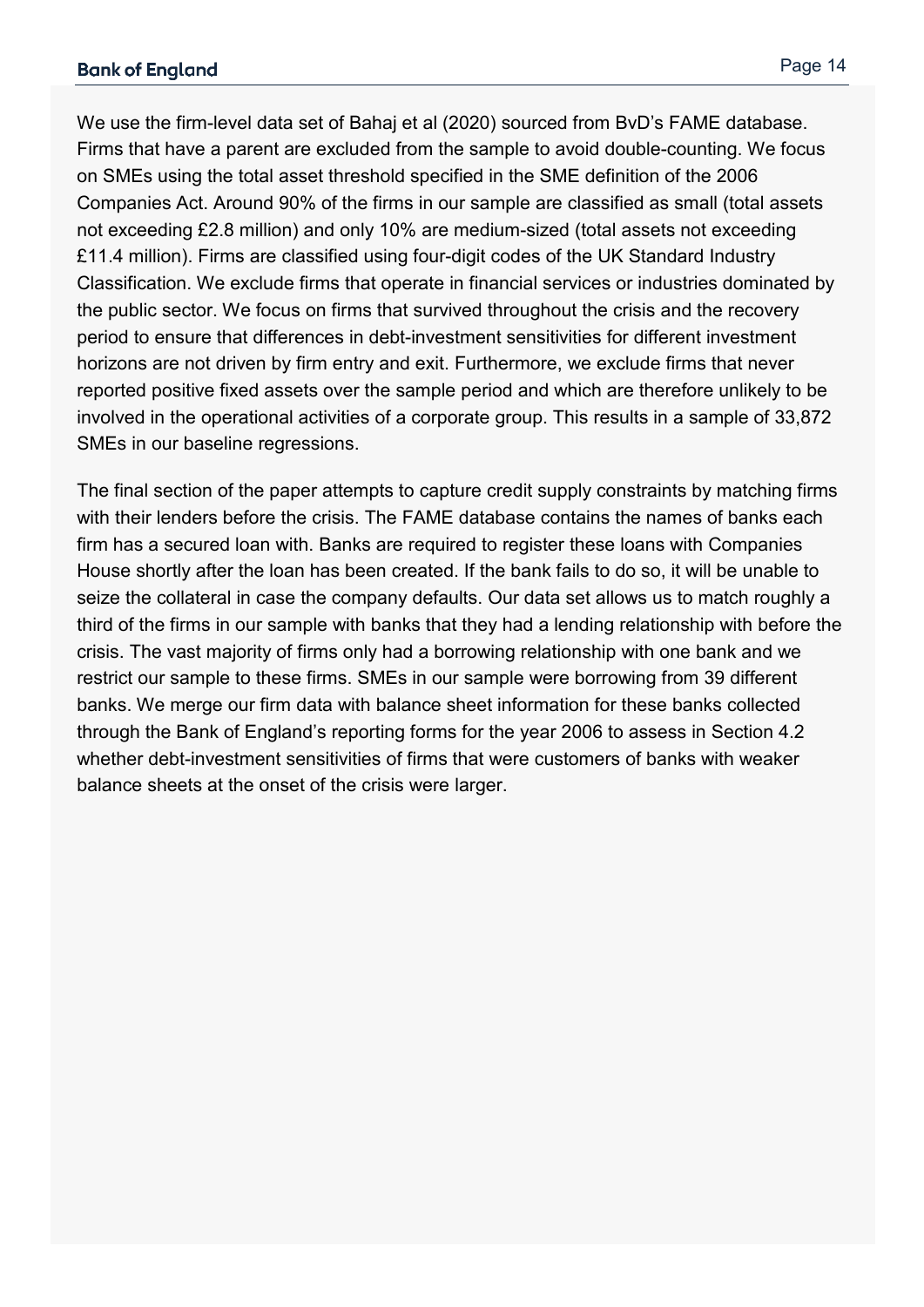We use the firm-level data set of Bahaj et al (2020) sourced from BvD's FAME database. Firms that have a parent are excluded from the sample to avoid double-counting. We focus on SMEs using the total asset threshold specified in the SME definition of the 2006 Companies Act. Around 90% of the firms in our sample are classified as small (total assets not exceeding £2.8 million) and only 10% are medium-sized (total assets not exceeding £11.4 million). Firms are classified using four-digit codes of the UK Standard Industry Classification. We exclude firms that operate in financial services or industries dominated by the public sector. We focus on firms that survived throughout the crisis and the recovery period to ensure that differences in debt-investment sensitivities for different investment horizons are not driven by firm entry and exit. Furthermore, we exclude firms that never reported positive fixed assets over the sample period and which are therefore unlikely to be involved in the operational activities of a corporate group. This results in a sample of 33,872 SMEs in our baseline regressions.

The final section of the paper attempts to capture credit supply constraints by matching firms with their lenders before the crisis. The FAME database contains the names of banks each firm has a secured loan with. Banks are required to register these loans with Companies House shortly after the loan has been created. If the bank fails to do so, it will be unable to seize the collateral in case the company defaults. Our data set allows us to match roughly a third of the firms in our sample with banks that they had a lending relationship with before the crisis. The vast majority of firms only had a borrowing relationship with one bank and we restrict our sample to these firms. SMEs in our sample were borrowing from 39 different banks. We merge our firm data with balance sheet information for these banks collected through the Bank of England's reporting forms for the year 2006 to assess in Section 4.2 whether debt-investment sensitivities of firms that were customers of banks with weaker balance sheets at the onset of the crisis were larger.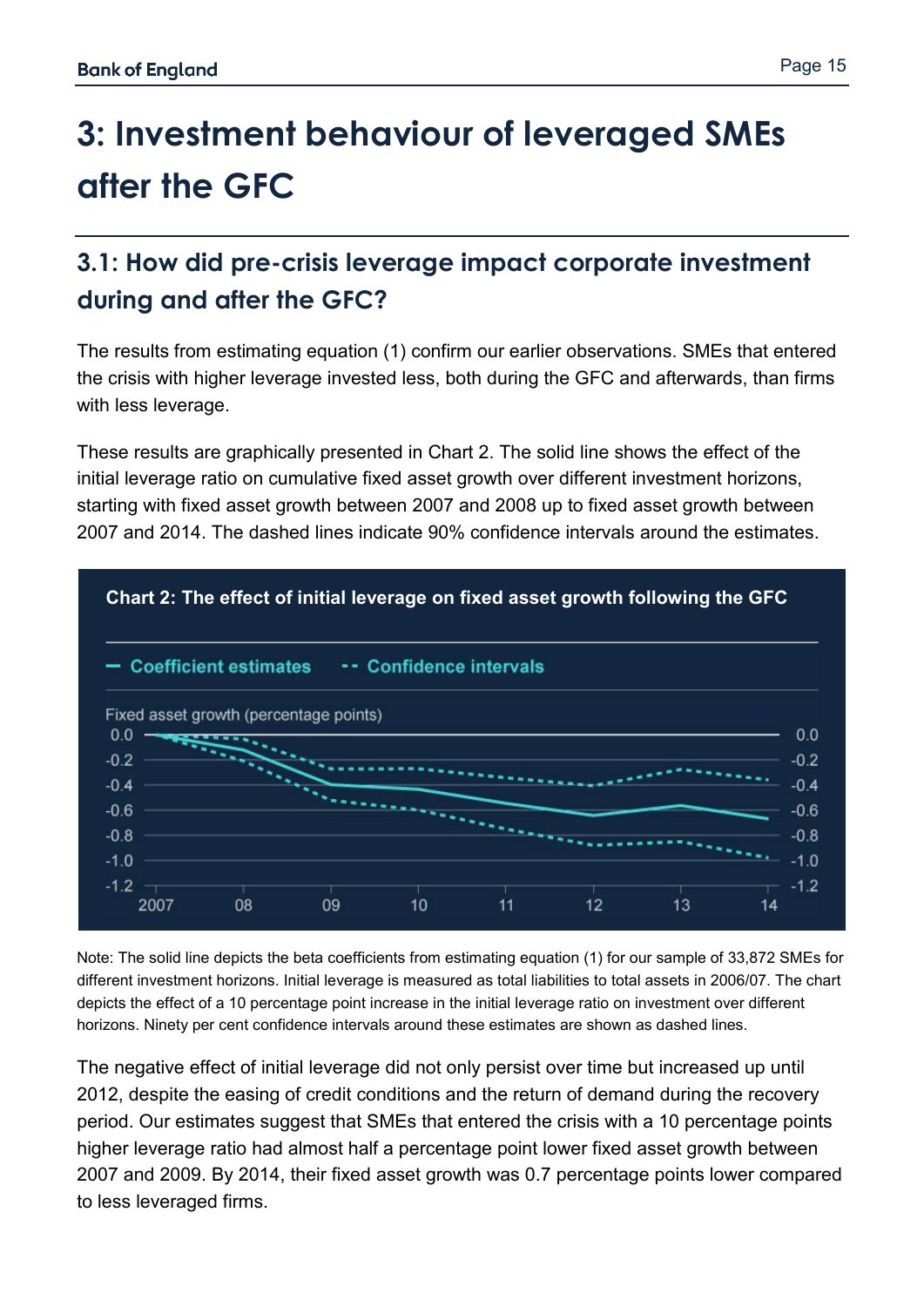# 3: Investment behaviour of leveraged SMEs after the GFC

## 3.1: How did pre-crisis leverage impact corporate investment during and after the GFC?

The results from estimating equation (1) confirm our earlier observations. SMEs that entered the crisis with higher leverage invested less, both during the GFC and afterwards, than firms with less leverage.

These results are graphically presented in Chart 2. The solid line shows the effect of the initial leverage ratio on cumulative fixed asset growth over different investment horizons, starting with fixed asset growth between 2007 and 2008 up to fixed asset growth between 2007 and 2014. The dashed lines indicate 90% confidence intervals around the estimates.

**Chart 2: The effect of initial leverage on fixed asset growth following the GFC**

— Coefficient estimates  -- Confidence intervals

Fixed asset growth (percentage points)

Note: The solid line depicts the beta coefficients from estimating equation (1) for our sample of 33,872 SMEs for different investment horizons. Initial leverage is measured as total liabilities to total assets in 2006/07. The chart depicts the effect of a 10 percentage point increase in the initial leverage ratio on investment over different horizons. Ninety per cent confidence intervals around these estimates are shown as dashed lines.

The negative effect of initial leverage did not only persist over time but increased up until 2012, despite the easing of credit conditions and the return of demand during the recovery period. Our estimates suggest that SMEs that entered the crisis with a 10 percentage points higher leverage ratio had almost half a percentage point lower fixed asset growth between 2007 and 2009. By 2014, their fixed asset growth was 0.7 percentage points lower compared to less leveraged firms.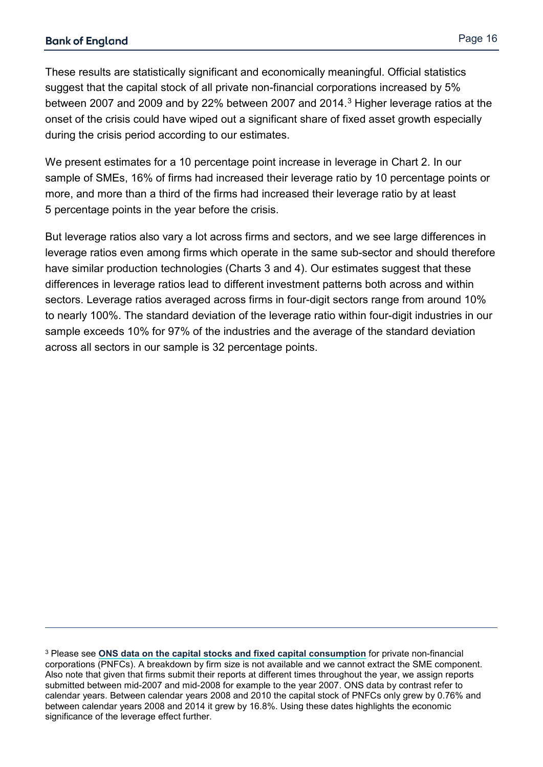These results are statistically significant and economically meaningful. Official statistics suggest that the capital stock of all private non-financial corporations increased by 5% between 2007 and 2009 and by 22% between 2007 and 2014.[3] Higher leverage ratios at the onset of the crisis could have wiped out a significant share of fixed asset growth especially during the crisis period according to our estimates.

We present estimates for a 10 percentage point increase in leverage in Chart 2. In our sample of SMEs, 16% of firms had increased their leverage ratio by 10 percentage points or more, and more than a third of the firms had increased their leverage ratio by at least 5 percentage points in the year before the crisis.

But leverage ratios also vary a lot across firms and sectors, and we see large differences in leverage ratios even among firms which operate in the same sub-sector and should therefore have similar production technologies (Charts 3 and 4). Our estimates suggest that these differences in leverage ratios lead to different investment patterns both across and within sectors. Leverage ratios averaged across firms in four-digit sectors range from around 10% to nearly 100%. The standard deviation of the leverage ratio within four-digit industries in our sample exceeds 10% for 97% of the industries and the average of the standard deviation across all sectors in our sample is 32 percentage points.

---

[3] Please see **ONS data on the capital stocks and fixed capital consumption** for private non-financial corporations (PNFCs). A breakdown by firm size is not available and we cannot extract the SME component. Also note that given that firms submit their reports at different times throughout the year, we assign reports submitted between mid-2007 and mid-2008 for example to the year 2007. ONS data by contrast refer to calendar years. Between calendar years 2008 and 2010 the capital stock of PNFCs only grew by 0.76% and between calendar years 2008 and 2014 it grew by 16.8%. Using these dates highlights the economic significance of the leverage effect further.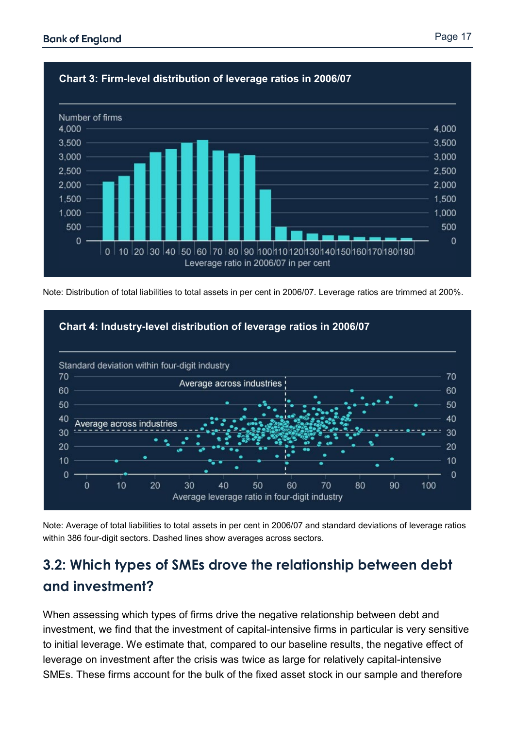**Chart 3: Firm-level distribution of leverage ratios in 2006/07**

Note: Distribution of total liabilities to total assets in per cent in 2006/07. Leverage ratios are trimmed at 200%.

**Chart 4: Industry-level distribution of leverage ratios in 2006/07**

Note: Average of total liabilities to total assets in per cent in 2006/07 and standard deviations of leverage ratios within 386 four-digit sectors. Dashed lines show averages across sectors.

## 3.2: Which types of SMEs drove the relationship between debt and investment?

When assessing which types of firms drive the negative relationship between debt and investment, we find that the investment of capital-intensive firms in particular is very sensitive to initial leverage. We estimate that, compared to our baseline results, the negative effect of leverage on investment after the crisis was twice as large for relatively capital-intensive SMEs. These firms account for the bulk of the fixed asset stock in our sample and therefore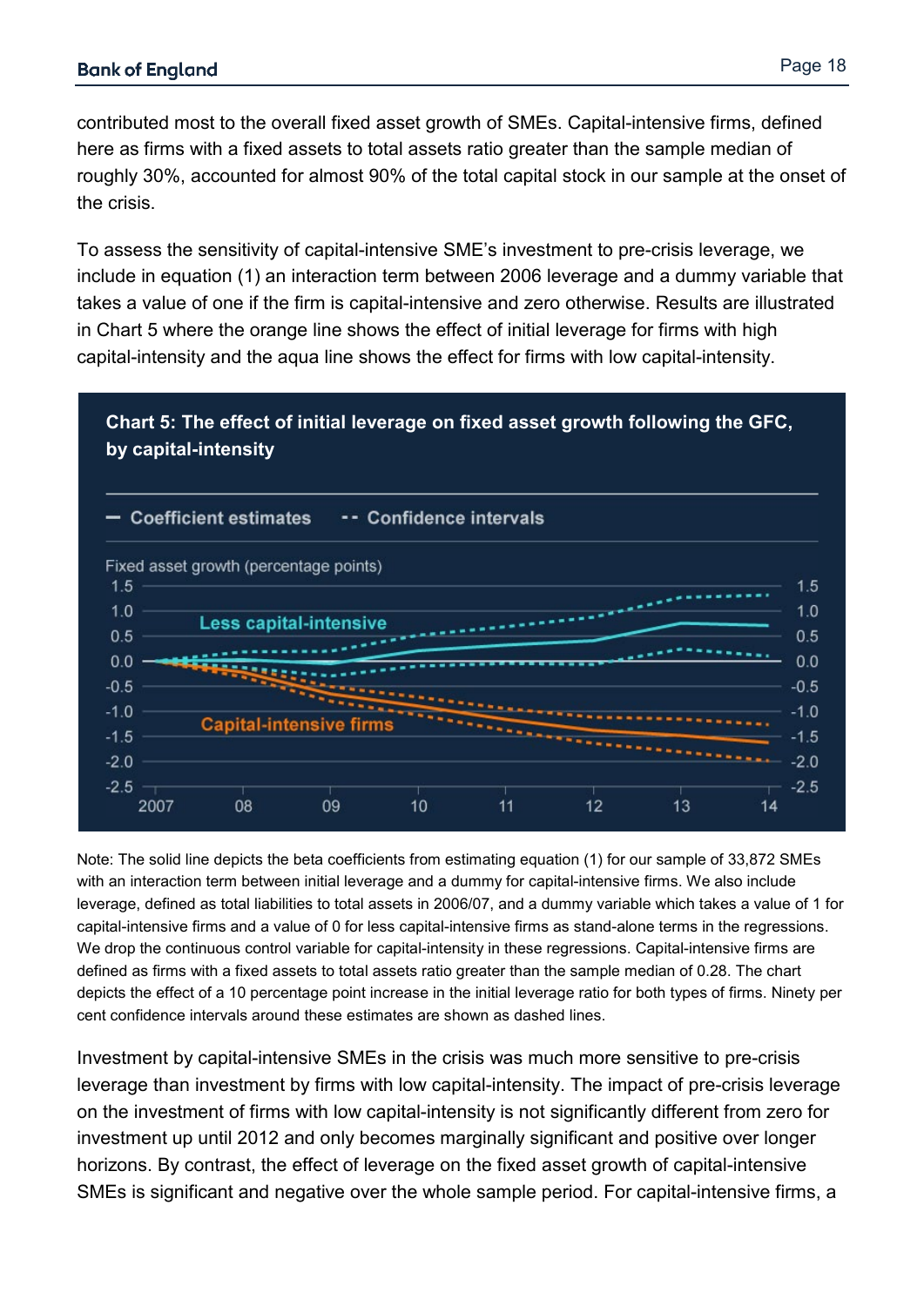contributed most to the overall fixed asset growth of SMEs. Capital-intensive firms, defined here as firms with a fixed assets to total assets ratio greater than the sample median of roughly 30%, accounted for almost 90% of the total capital stock in our sample at the onset of the crisis.

To assess the sensitivity of capital-intensive SME's investment to pre-crisis leverage, we include in equation (1) an interaction term between 2006 leverage and a dummy variable that takes a value of one if the firm is capital-intensive and zero otherwise. Results are illustrated in Chart 5 where the orange line shows the effect of initial leverage for firms with high capital-intensity and the aqua line shows the effect for firms with low capital-intensity.

**Chart 5: The effect of initial leverage on fixed asset growth following the GFC, by capital-intensity**

Note: The solid line depicts the beta coefficients from estimating equation (1) for our sample of 33,872 SMEs with an interaction term between initial leverage and a dummy for capital-intensive firms. We also include leverage, defined as total liabilities to total assets in 2006/07, and a dummy variable which takes a value of 1 for capital-intensive firms and a value of 0 for less capital-intensive firms as stand-alone terms in the regressions. We drop the continuous control variable for capital-intensity in these regressions. Capital-intensive firms are defined as firms with a fixed assets to total assets ratio greater than the sample median of 0.28. The chart depicts the effect of a 10 percentage point increase in the initial leverage ratio for both types of firms. Ninety per cent confidence intervals around these estimates are shown as dashed lines.

Investment by capital-intensive SMEs in the crisis was much more sensitive to pre-crisis leverage than investment by firms with low capital-intensity. The impact of pre-crisis leverage on the investment of firms with low capital-intensity is not significantly different from zero for investment up until 2012 and only becomes marginally significant and positive over longer horizons. By contrast, the effect of leverage on the fixed asset growth of capital-intensive SMEs is significant and negative over the whole sample period. For capital-intensive firms, a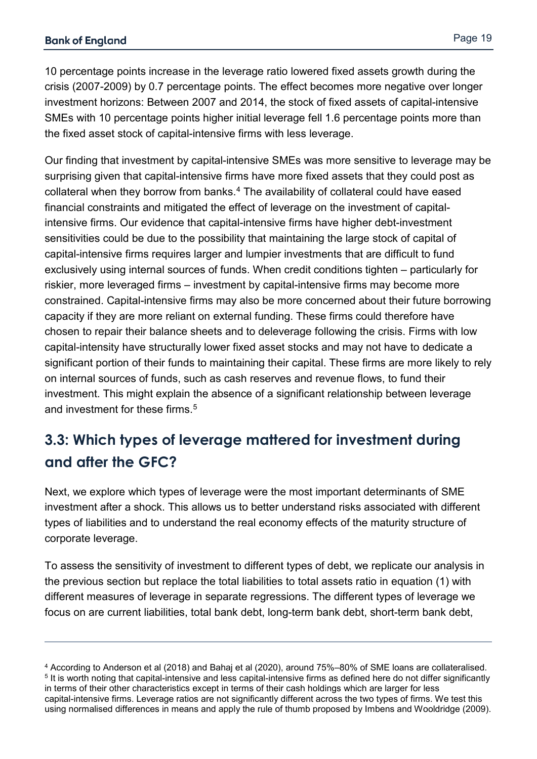10 percentage points increase in the leverage ratio lowered fixed assets growth during the crisis (2007-2009) by 0.7 percentage points. The effect becomes more negative over longer investment horizons: Between 2007 and 2014, the stock of fixed assets of capital-intensive SMEs with 10 percentage points higher initial leverage fell 1.6 percentage points more than the fixed asset stock of capital-intensive firms with less leverage.

Our finding that investment by capital-intensive SMEs was more sensitive to leverage may be surprising given that capital-intensive firms have more fixed assets that they could post as collateral when they borrow from banks.[4] The availability of collateral could have eased financial constraints and mitigated the effect of leverage on the investment of capital-intensive firms. Our evidence that capital-intensive firms have higher debt-investment sensitivities could be due to the possibility that maintaining the large stock of capital of capital-intensive firms requires larger and lumpier investments that are difficult to fund exclusively using internal sources of funds. When credit conditions tighten – particularly for riskier, more leveraged firms – investment by capital-intensive firms may become more constrained. Capital-intensive firms may also be more concerned about their future borrowing capacity if they are more reliant on external funding. These firms could therefore have chosen to repair their balance sheets and to deleverage following the crisis. Firms with low capital-intensity have structurally lower fixed asset stocks and may not have to dedicate a significant portion of their funds to maintaining their capital. These firms are more likely to rely on internal sources of funds, such as cash reserves and revenue flows, to fund their investment. This might explain the absence of a significant relationship between leverage and investment for these firms.[5]

## 3.3: Which types of leverage mattered for investment during and after the GFC?

Next, we explore which types of leverage were the most important determinants of SME investment after a shock. This allows us to better understand risks associated with different types of liabilities and to understand the real economy effects of the maturity structure of corporate leverage.

To assess the sensitivity of investment to different types of debt, we replicate our analysis in the previous section but replace the total liabilities to total assets ratio in equation (1) with different measures of leverage in separate regressions. The different types of leverage we focus on are current liabilities, total bank debt, long-term bank debt, short-term bank debt,

---

[4] According to Anderson et al (2018) and Bahaj et al (2020), around 75%–80% of SME loans are collateralised.

[5] It is worth noting that capital-intensive and less capital-intensive firms as defined here do not differ significantly in terms of their other characteristics except in terms of their cash holdings which are larger for less capital-intensive firms. Leverage ratios are not significantly different across the two types of firms. We test this using normalised differences in means and apply the rule of thumb proposed by Imbens and Wooldridge (2009).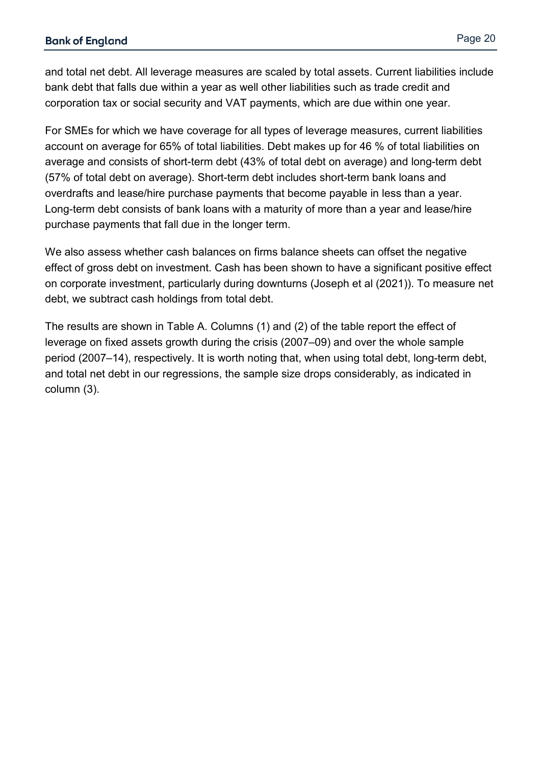and total net debt. All leverage measures are scaled by total assets. Current liabilities include bank debt that falls due within a year as well other liabilities such as trade credit and corporation tax or social security and VAT payments, which are due within one year.

For SMEs for which we have coverage for all types of leverage measures, current liabilities account on average for 65% of total liabilities. Debt makes up for 46 % of total liabilities on average and consists of short-term debt (43% of total debt on average) and long-term debt (57% of total debt on average). Short-term debt includes short-term bank loans and overdrafts and lease/hire purchase payments that become payable in less than a year. Long-term debt consists of bank loans with a maturity of more than a year and lease/hire purchase payments that fall due in the longer term.

We also assess whether cash balances on firms balance sheets can offset the negative effect of gross debt on investment. Cash has been shown to have a significant positive effect on corporate investment, particularly during downturns (Joseph et al (2021)). To measure net debt, we subtract cash holdings from total debt.

The results are shown in Table A. Columns (1) and (2) of the table report the effect of leverage on fixed assets growth during the crisis (2007–09) and over the whole sample period (2007–14), respectively. It is worth noting that, when using total debt, long-term debt, and total net debt in our regressions, the sample size drops considerably, as indicated in column (3).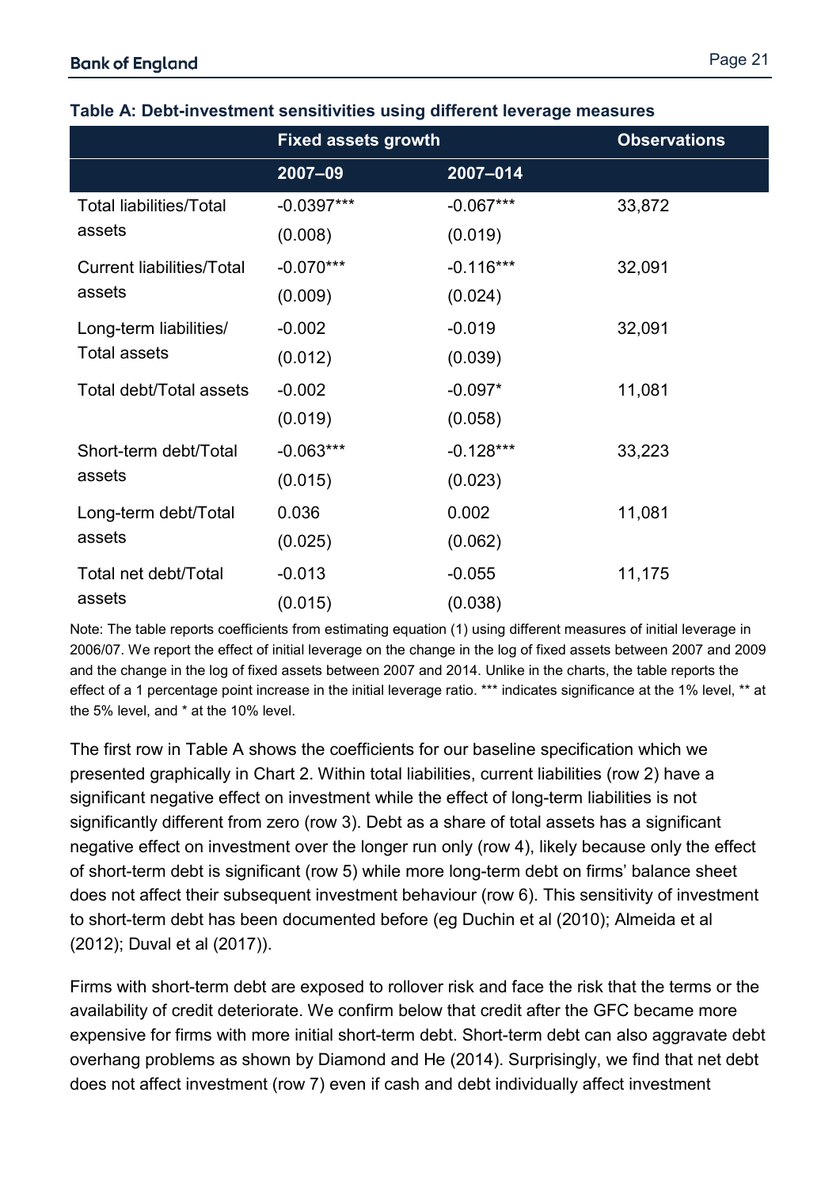**Table A: Debt-investment sensitivities using different leverage measures**

| | Fixed assets growth | | Observations |
|---|---|---|---|
| | 2007–09 | 2007–014 | |
| Total liabilities/Total assets | -0.0397*** | -0.067*** | 33,872 |
| | (0.008) | (0.019) | |
| Current liabilities/Total assets | -0.070*** | -0.116*** | 32,091 |
| | (0.009) | (0.024) | |
| Long-term liabilities/ Total assets | -0.002 | -0.019 | 32,091 |
| | (0.012) | (0.039) | |
| Total debt/Total assets | -0.002 | -0.097* | 11,081 |
| | (0.019) | (0.058) | |
| Short-term debt/Total assets | -0.063*** | -0.128*** | 33,223 |
| | (0.015) | (0.023) | |
| Long-term debt/Total assets | 0.036 | 0.002 | 11,081 |
| | (0.025) | (0.062) | |
| Total net debt/Total assets | -0.013 | -0.055 | 11,175 |
| | (0.015) | (0.038) | |

Note: The table reports coefficients from estimating equation (1) using different measures of initial leverage in 2006/07. We report the effect of initial leverage on the change in the log of fixed assets between 2007 and 2009 and the change in the log of fixed assets between 2007 and 2014. Unlike in the charts, the table reports the effect of a 1 percentage point increase in the initial leverage ratio. *** indicates significance at the 1% level, ** at the 5% level, and * at the 10% level.

The first row in Table A shows the coefficients for our baseline specification which we presented graphically in Chart 2. Within total liabilities, current liabilities (row 2) have a significant negative effect on investment while the effect of long-term liabilities is not significantly different from zero (row 3). Debt as a share of total assets has a significant negative effect on investment over the longer run only (row 4), likely because only the effect of short-term debt is significant (row 5) while more long-term debt on firms' balance sheet does not affect their subsequent investment behaviour (row 6). This sensitivity of investment to short-term debt has been documented before (eg Duchin et al (2010); Almeida et al (2012); Duval et al (2017)).

Firms with short-term debt are exposed to rollover risk and face the risk that the terms or the availability of credit deteriorate. We confirm below that credit after the GFC became more expensive for firms with more initial short-term debt. Short-term debt can also aggravate debt overhang problems as shown by Diamond and He (2014). Surprisingly, we find that net debt does not affect investment (row 7) even if cash and debt individually affect investment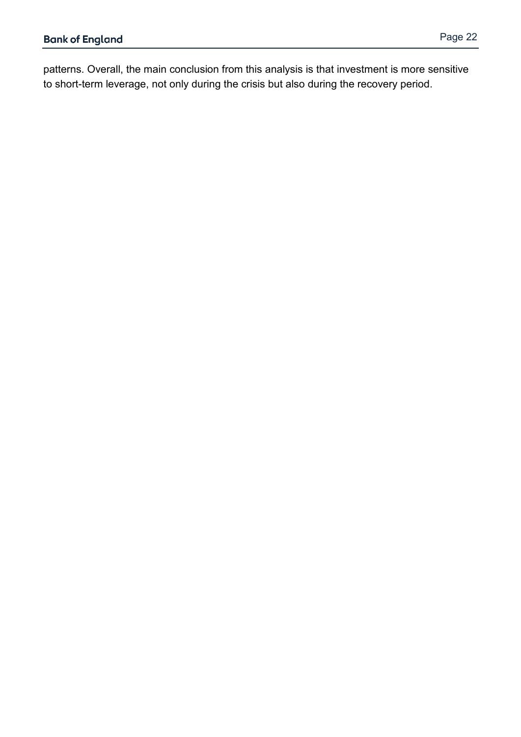patterns. Overall, the main conclusion from this analysis is that investment is more sensitive to short-term leverage, not only during the crisis but also during the recovery period.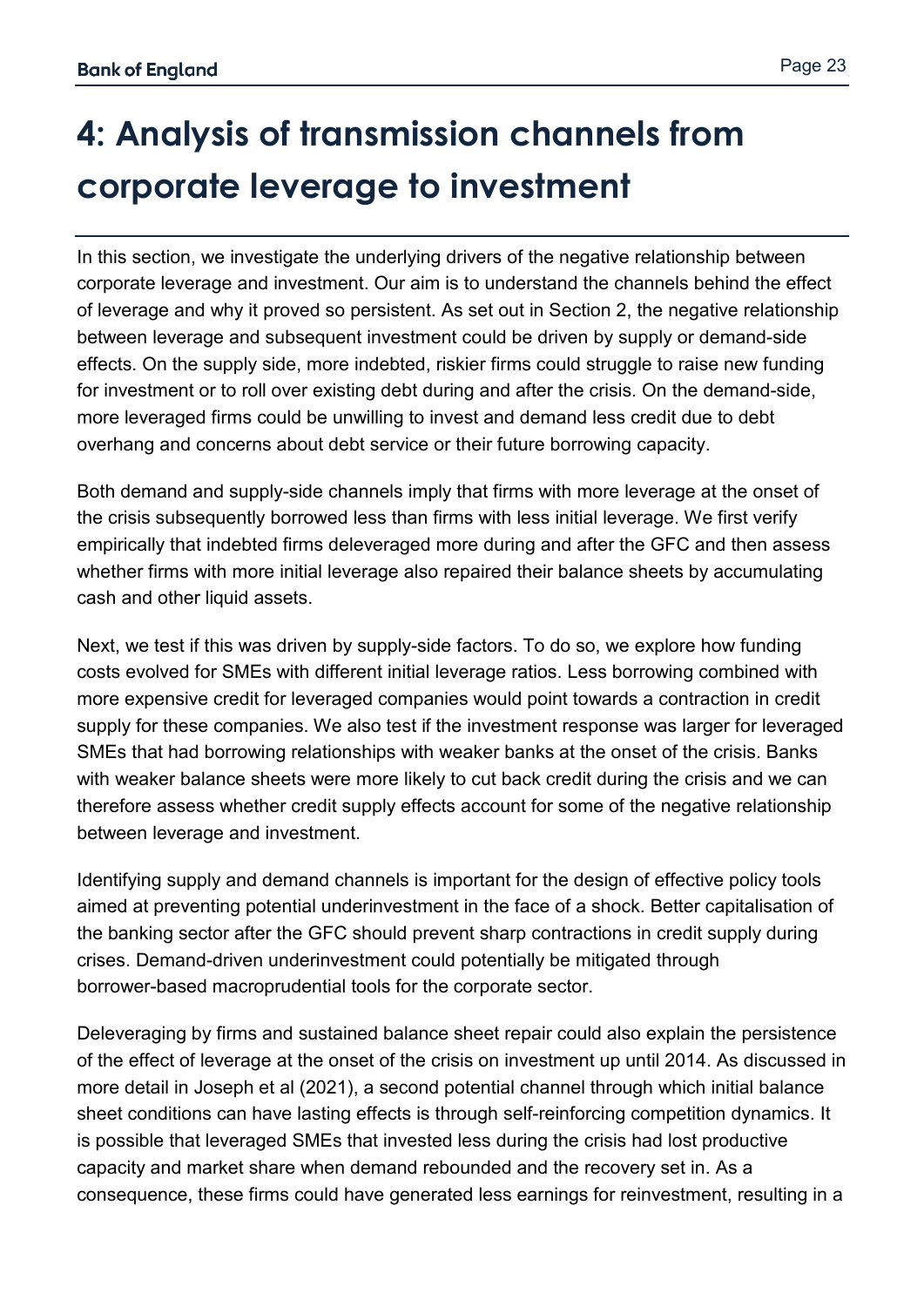# 4: Analysis of transmission channels from corporate leverage to investment

In this section, we investigate the underlying drivers of the negative relationship between corporate leverage and investment. Our aim is to understand the channels behind the effect of leverage and why it proved so persistent. As set out in Section 2, the negative relationship between leverage and subsequent investment could be driven by supply or demand-side effects. On the supply side, more indebted, riskier firms could struggle to raise new funding for investment or to roll over existing debt during and after the crisis. On the demand-side, more leveraged firms could be unwilling to invest and demand less credit due to debt overhang and concerns about debt service or their future borrowing capacity.

Both demand and supply-side channels imply that firms with more leverage at the onset of the crisis subsequently borrowed less than firms with less initial leverage. We first verify empirically that indebted firms deleveraged more during and after the GFC and then assess whether firms with more initial leverage also repaired their balance sheets by accumulating cash and other liquid assets.

Next, we test if this was driven by supply-side factors. To do so, we explore how funding costs evolved for SMEs with different initial leverage ratios. Less borrowing combined with more expensive credit for leveraged companies would point towards a contraction in credit supply for these companies. We also test if the investment response was larger for leveraged SMEs that had borrowing relationships with weaker banks at the onset of the crisis. Banks with weaker balance sheets were more likely to cut back credit during the crisis and we can therefore assess whether credit supply effects account for some of the negative relationship between leverage and investment.

Identifying supply and demand channels is important for the design of effective policy tools aimed at preventing potential underinvestment in the face of a shock. Better capitalisation of the banking sector after the GFC should prevent sharp contractions in credit supply during crises. Demand-driven underinvestment could potentially be mitigated through borrower-based macroprudential tools for the corporate sector.

Deleveraging by firms and sustained balance sheet repair could also explain the persistence of the effect of leverage at the onset of the crisis on investment up until 2014. As discussed in more detail in Joseph et al (2021), a second potential channel through which initial balance sheet conditions can have lasting effects is through self-reinforcing competition dynamics. It is possible that leveraged SMEs that invested less during the crisis had lost productive capacity and market share when demand rebounded and the recovery set in. As a consequence, these firms could have generated less earnings for reinvestment, resulting in a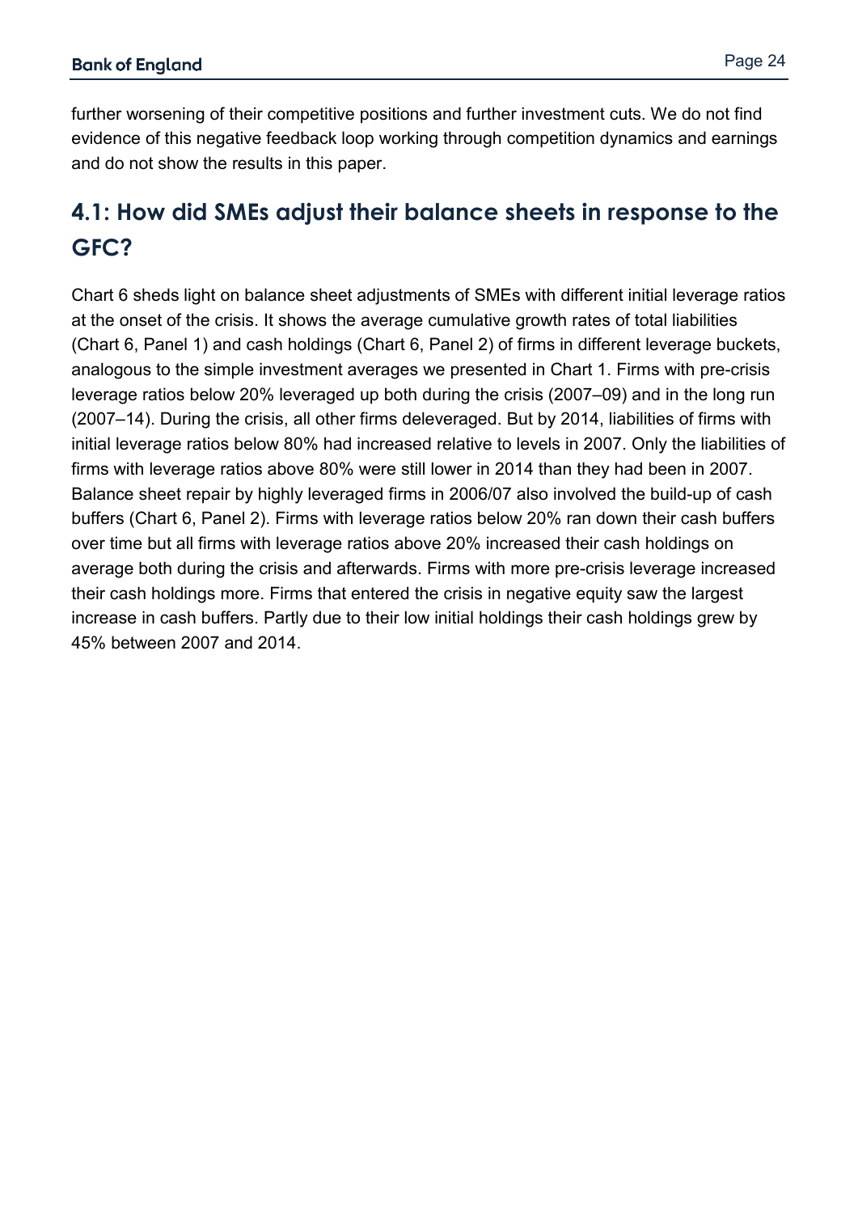further worsening of their competitive positions and further investment cuts. We do not find evidence of this negative feedback loop working through competition dynamics and earnings and do not show the results in this paper.

## 4.1: How did SMEs adjust their balance sheets in response to the GFC?

Chart 6 sheds light on balance sheet adjustments of SMEs with different initial leverage ratios at the onset of the crisis. It shows the average cumulative growth rates of total liabilities (Chart 6, Panel 1) and cash holdings (Chart 6, Panel 2) of firms in different leverage buckets, analogous to the simple investment averages we presented in Chart 1. Firms with pre-crisis leverage ratios below 20% leveraged up both during the crisis (2007–09) and in the long run (2007–14). During the crisis, all other firms deleveraged. But by 2014, liabilities of firms with initial leverage ratios below 80% had increased relative to levels in 2007. Only the liabilities of firms with leverage ratios above 80% were still lower in 2014 than they had been in 2007. Balance sheet repair by highly leveraged firms in 2006/07 also involved the build-up of cash buffers (Chart 6, Panel 2). Firms with leverage ratios below 20% ran down their cash buffers over time but all firms with leverage ratios above 20% increased their cash holdings on average both during the crisis and afterwards. Firms with more pre-crisis leverage increased their cash holdings more. Firms that entered the crisis in negative equity saw the largest increase in cash buffers. Partly due to their low initial holdings their cash holdings grew by 45% between 2007 and 2014.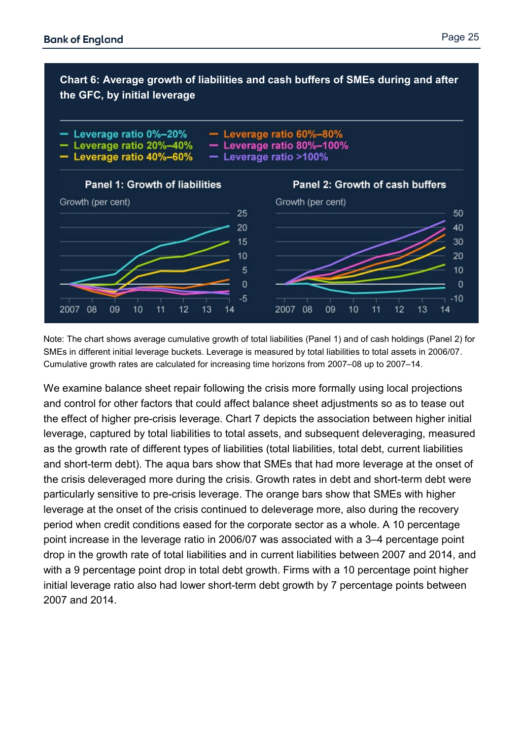**Chart 6: Average growth of liabilities and cash buffers of SMEs during and after the GFC, by initial leverage**

Note: The chart shows average cumulative growth of total liabilities (Panel 1) and of cash holdings (Panel 2) for SMEs in different initial leverage buckets. Leverage is measured by total liabilities to total assets in 2006/07. Cumulative growth rates are calculated for increasing time horizons from 2007–08 up to 2007–14.

We examine balance sheet repair following the crisis more formally using local projections and control for other factors that could affect balance sheet adjustments so as to tease out the effect of higher pre-crisis leverage. Chart 7 depicts the association between higher initial leverage, captured by total liabilities to total assets, and subsequent deleveraging, measured as the growth rate of different types of liabilities (total liabilities, total debt, current liabilities and short-term debt). The aqua bars show that SMEs that had more leverage at the onset of the crisis deleveraged more during the crisis. Growth rates in debt and short-term debt were particularly sensitive to pre-crisis leverage. The orange bars show that SMEs with higher leverage at the onset of the crisis continued to deleverage more, also during the recovery period when credit conditions eased for the corporate sector as a whole. A 10 percentage point increase in the leverage ratio in 2006/07 was associated with a 3–4 percentage point drop in the growth rate of total liabilities and in current liabilities between 2007 and 2014, and with a 9 percentage point drop in total debt growth. Firms with a 10 percentage point higher initial leverage ratio also had lower short-term debt growth by 7 percentage points between 2007 and 2014.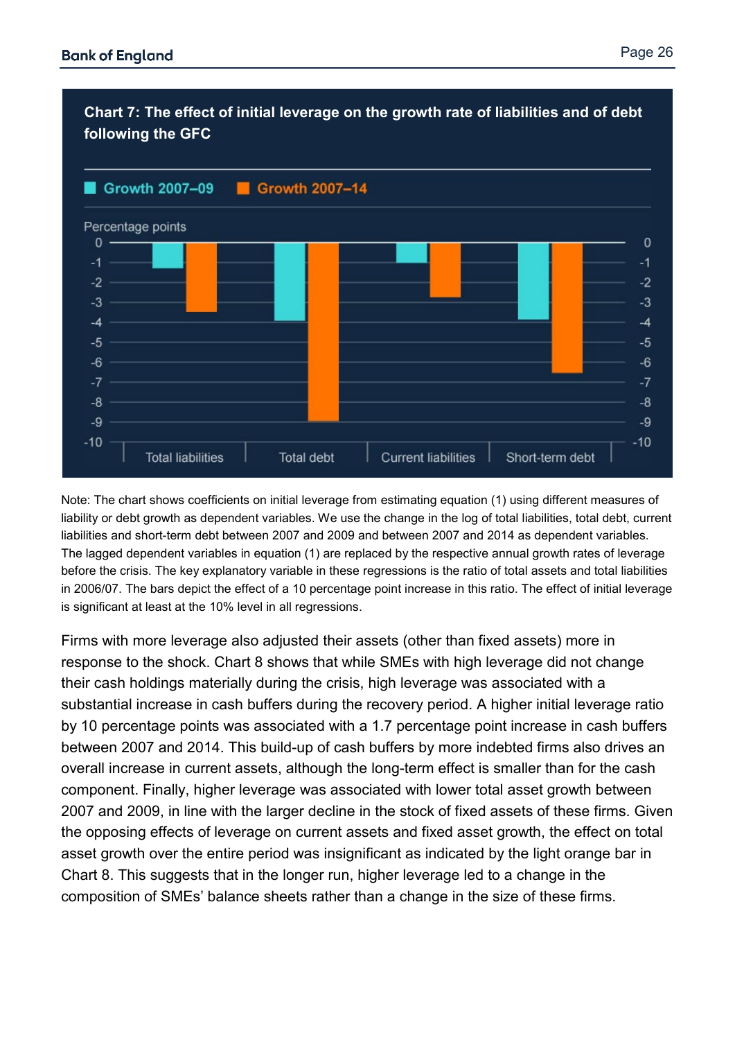**Chart 7: The effect of initial leverage on the growth rate of liabilities and of debt following the GFC**

Note: The chart shows coefficients on initial leverage from estimating equation (1) using different measures of liability or debt growth as dependent variables. We use the change in the log of total liabilities, total debt, current liabilities and short-term debt between 2007 and 2009 and between 2007 and 2014 as dependent variables. The lagged dependent variables in equation (1) are replaced by the respective annual growth rates of leverage before the crisis. The key explanatory variable in these regressions is the ratio of total assets and total liabilities in 2006/07. The bars depict the effect of a 10 percentage point increase in this ratio. The effect of initial leverage is significant at least at the 10% level in all regressions.

Firms with more leverage also adjusted their assets (other than fixed assets) more in response to the shock. Chart 8 shows that while SMEs with high leverage did not change their cash holdings materially during the crisis, high leverage was associated with a substantial increase in cash buffers during the recovery period. A higher initial leverage ratio by 10 percentage points was associated with a 1.7 percentage point increase in cash buffers between 2007 and 2014. This build-up of cash buffers by more indebted firms also drives an overall increase in current assets, although the long-term effect is smaller than for the cash component. Finally, higher leverage was associated with lower total asset growth between 2007 and 2009, in line with the larger decline in the stock of fixed assets of these firms. Given the opposing effects of leverage on current assets and fixed asset growth, the effect on total asset growth over the entire period was insignificant as indicated by the light orange bar in Chart 8. This suggests that in the longer run, higher leverage led to a change in the composition of SMEs' balance sheets rather than a change in the size of these firms.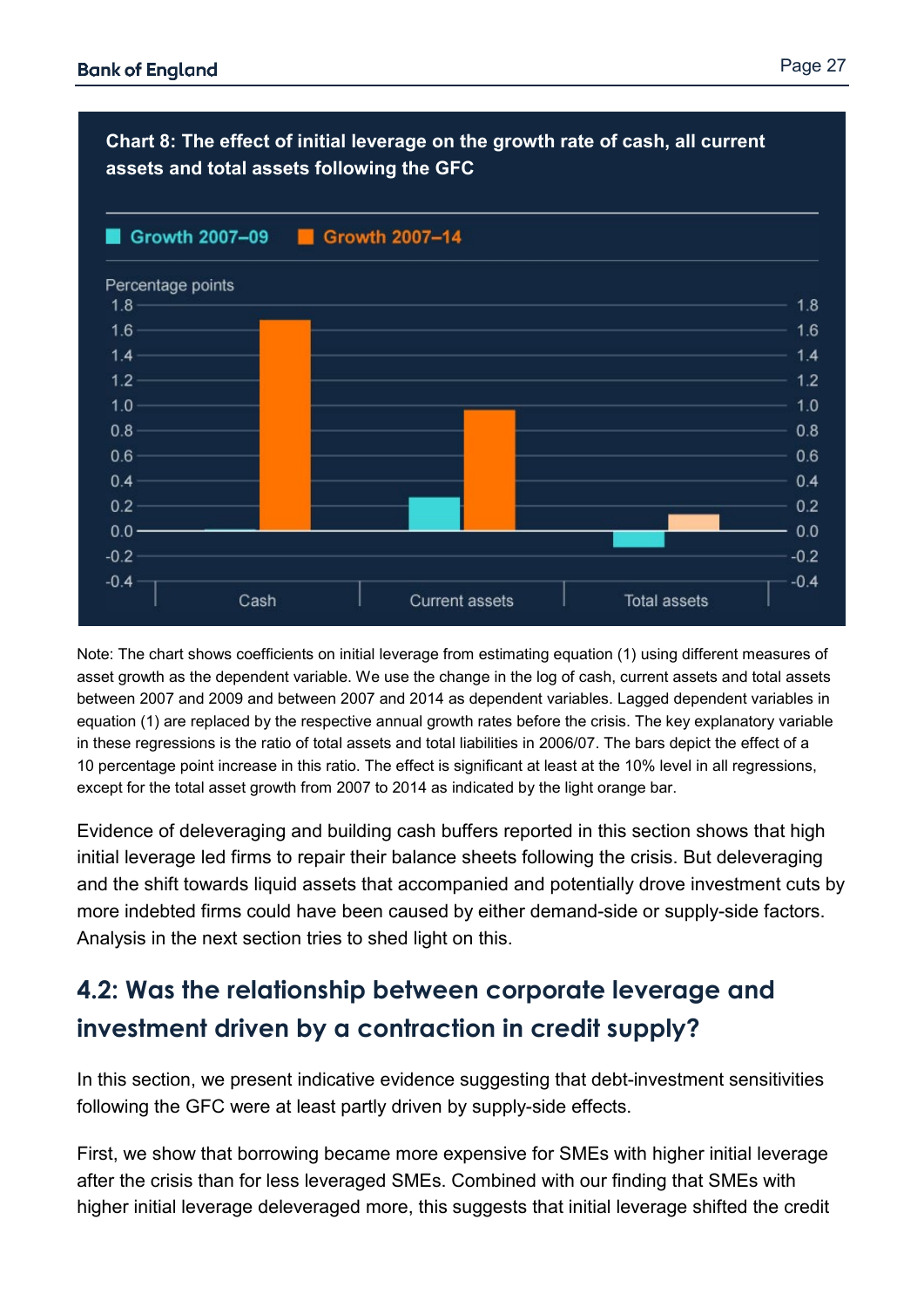**Chart 8: The effect of initial leverage on the growth rate of cash, all current assets and total assets following the GFC**

Note: The chart shows coefficients on initial leverage from estimating equation (1) using different measures of asset growth as the dependent variable. We use the change in the log of cash, current assets and total assets between 2007 and 2009 and between 2007 and 2014 as dependent variables. Lagged dependent variables in equation (1) are replaced by the respective annual growth rates before the crisis. The key explanatory variable in these regressions is the ratio of total assets and total liabilities in 2006/07. The bars depict the effect of a 10 percentage point increase in this ratio. The effect is significant at least at the 10% level in all regressions, except for the total asset growth from 2007 to 2014 as indicated by the light orange bar.

Evidence of deleveraging and building cash buffers reported in this section shows that high initial leverage led firms to repair their balance sheets following the crisis. But deleveraging and the shift towards liquid assets that accompanied and potentially drove investment cuts by more indebted firms could have been caused by either demand-side or supply-side factors. Analysis in the next section tries to shed light on this.

## 4.2: Was the relationship between corporate leverage and investment driven by a contraction in credit supply?

In this section, we present indicative evidence suggesting that debt-investment sensitivities following the GFC were at least partly driven by supply-side effects.

First, we show that borrowing became more expensive for SMEs with higher initial leverage after the crisis than for less leveraged SMEs. Combined with our finding that SMEs with higher initial leverage deleveraged more, this suggests that initial leverage shifted the credit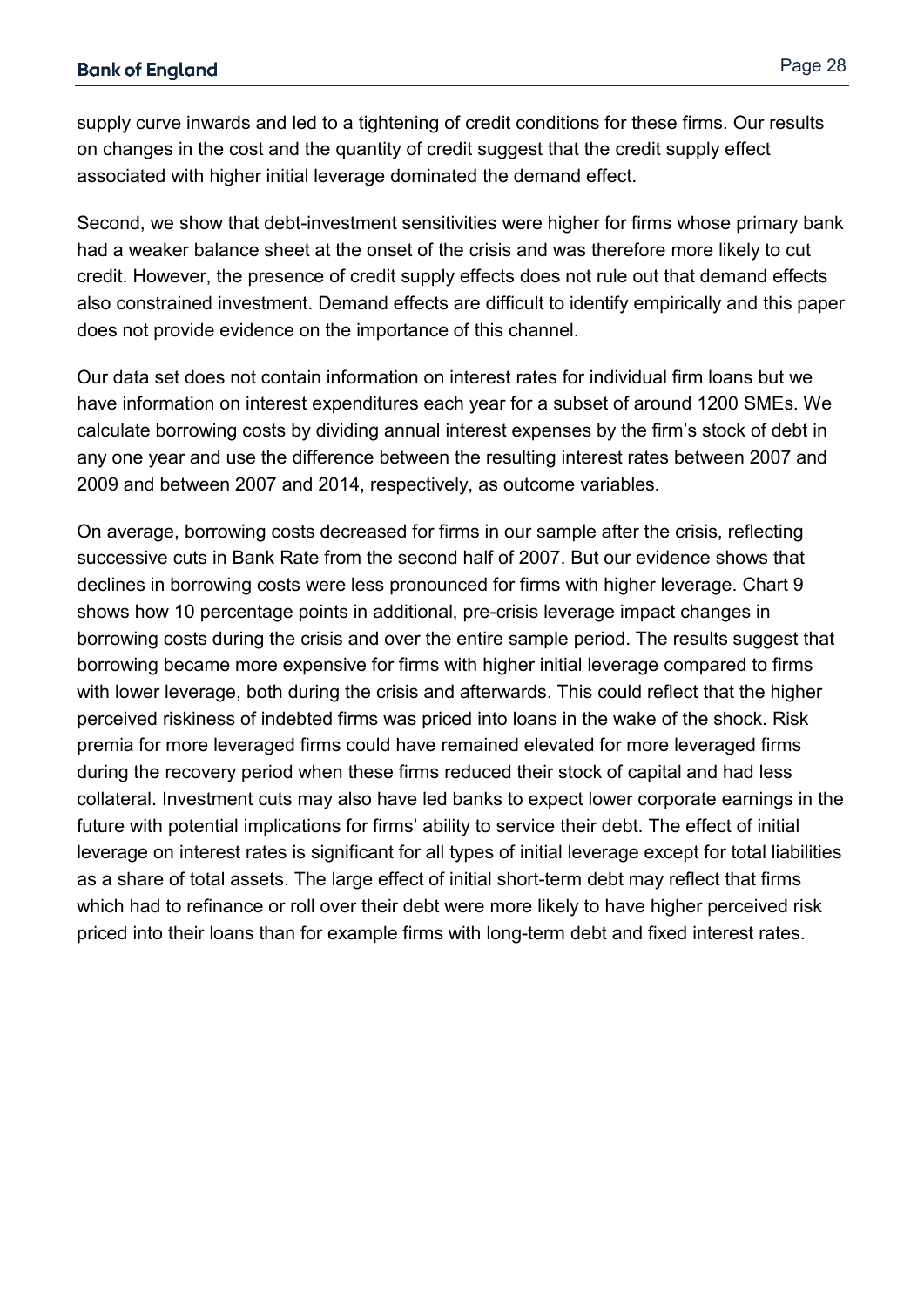supply curve inwards and led to a tightening of credit conditions for these firms. Our results on changes in the cost and the quantity of credit suggest that the credit supply effect associated with higher initial leverage dominated the demand effect.

Second, we show that debt-investment sensitivities were higher for firms whose primary bank had a weaker balance sheet at the onset of the crisis and was therefore more likely to cut credit. However, the presence of credit supply effects does not rule out that demand effects also constrained investment. Demand effects are difficult to identify empirically and this paper does not provide evidence on the importance of this channel.

Our data set does not contain information on interest rates for individual firm loans but we have information on interest expenditures each year for a subset of around 1200 SMEs. We calculate borrowing costs by dividing annual interest expenses by the firm's stock of debt in any one year and use the difference between the resulting interest rates between 2007 and 2009 and between 2007 and 2014, respectively, as outcome variables.

On average, borrowing costs decreased for firms in our sample after the crisis, reflecting successive cuts in Bank Rate from the second half of 2007. But our evidence shows that declines in borrowing costs were less pronounced for firms with higher leverage. Chart 9 shows how 10 percentage points in additional, pre-crisis leverage impact changes in borrowing costs during the crisis and over the entire sample period. The results suggest that borrowing became more expensive for firms with higher initial leverage compared to firms with lower leverage, both during the crisis and afterwards. This could reflect that the higher perceived riskiness of indebted firms was priced into loans in the wake of the shock. Risk premia for more leveraged firms could have remained elevated for more leveraged firms during the recovery period when these firms reduced their stock of capital and had less collateral. Investment cuts may also have led banks to expect lower corporate earnings in the future with potential implications for firms' ability to service their debt. The effect of initial leverage on interest rates is significant for all types of initial leverage except for total liabilities as a share of total assets. The large effect of initial short-term debt may reflect that firms which had to refinance or roll over their debt were more likely to have higher perceived risk priced into their loans than for example firms with long-term debt and fixed interest rates.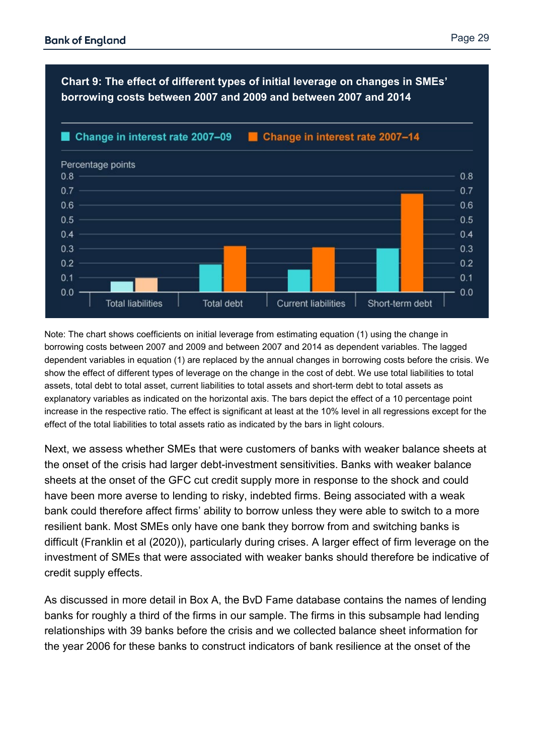**Chart 9: The effect of different types of initial leverage on changes in SMEs' borrowing costs between 2007 and 2009 and between 2007 and 2014**

Note: The chart shows coefficients on initial leverage from estimating equation (1) using the change in borrowing costs between 2007 and 2009 and between 2007 and 2014 as dependent variables. The lagged dependent variables in equation (1) are replaced by the annual changes in borrowing costs before the crisis. We show the effect of different types of leverage on the change in the cost of debt. We use total liabilities to total assets, total debt to total asset, current liabilities to total assets and short-term debt to total assets as explanatory variables as indicated on the horizontal axis. The bars depict the effect of a 10 percentage point increase in the respective ratio. The effect is significant at least at the 10% level in all regressions except for the effect of the total liabilities to total assets ratio as indicated by the bars in light colours.

Next, we assess whether SMEs that were customers of banks with weaker balance sheets at the onset of the crisis had larger debt-investment sensitivities. Banks with weaker balance sheets at the onset of the GFC cut credit supply more in response to the shock and could have been more averse to lending to risky, indebted firms. Being associated with a weak bank could therefore affect firms' ability to borrow unless they were able to switch to a more resilient bank. Most SMEs only have one bank they borrow from and switching banks is difficult (Franklin et al (2020)), particularly during crises. A larger effect of firm leverage on the investment of SMEs that were associated with weaker banks should therefore be indicative of credit supply effects.

As discussed in more detail in Box A, the BvD Fame database contains the names of lending banks for roughly a third of the firms in our sample. The firms in this subsample had lending relationships with 39 banks before the crisis and we collected balance sheet information for the year 2006 for these banks to construct indicators of bank resilience at the onset of the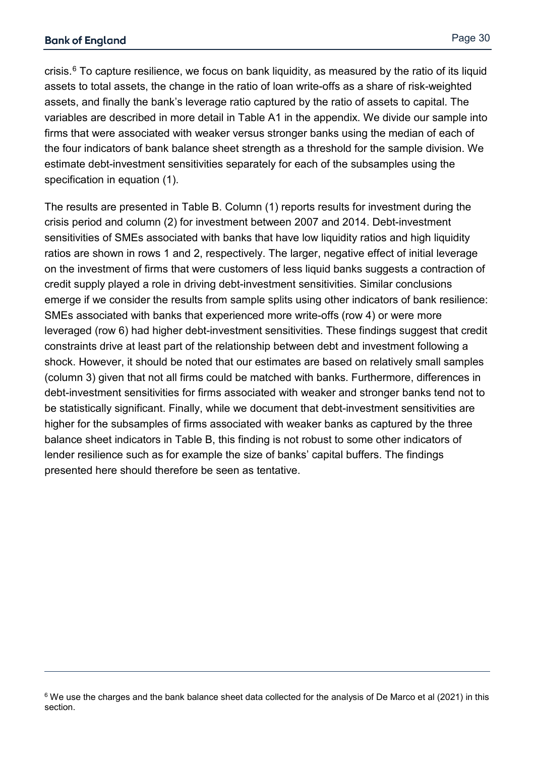crisis.[6] To capture resilience, we focus on bank liquidity, as measured by the ratio of its liquid assets to total assets, the change in the ratio of loan write-offs as a share of risk-weighted assets, and finally the bank's leverage ratio captured by the ratio of assets to capital. The variables are described in more detail in Table A1 in the appendix. We divide our sample into firms that were associated with weaker versus stronger banks using the median of each of the four indicators of bank balance sheet strength as a threshold for the sample division. We estimate debt-investment sensitivities separately for each of the subsamples using the specification in equation (1).

The results are presented in Table B. Column (1) reports results for investment during the crisis period and column (2) for investment between 2007 and 2014. Debt-investment sensitivities of SMEs associated with banks that have low liquidity ratios and high liquidity ratios are shown in rows 1 and 2, respectively. The larger, negative effect of initial leverage on the investment of firms that were customers of less liquid banks suggests a contraction of credit supply played a role in driving debt-investment sensitivities. Similar conclusions emerge if we consider the results from sample splits using other indicators of bank resilience: SMEs associated with banks that experienced more write-offs (row 4) or were more leveraged (row 6) had higher debt-investment sensitivities. These findings suggest that credit constraints drive at least part of the relationship between debt and investment following a shock. However, it should be noted that our estimates are based on relatively small samples (column 3) given that not all firms could be matched with banks. Furthermore, differences in debt-investment sensitivities for firms associated with weaker and stronger banks tend not to be statistically significant. Finally, while we document that debt-investment sensitivities are higher for the subsamples of firms associated with weaker banks as captured by the three balance sheet indicators in Table B, this finding is not robust to some other indicators of lender resilience such as for example the size of banks' capital buffers. The findings presented here should therefore be seen as tentative.

---

[6] We use the charges and the bank balance sheet data collected for the analysis of De Marco et al (2021) in this section.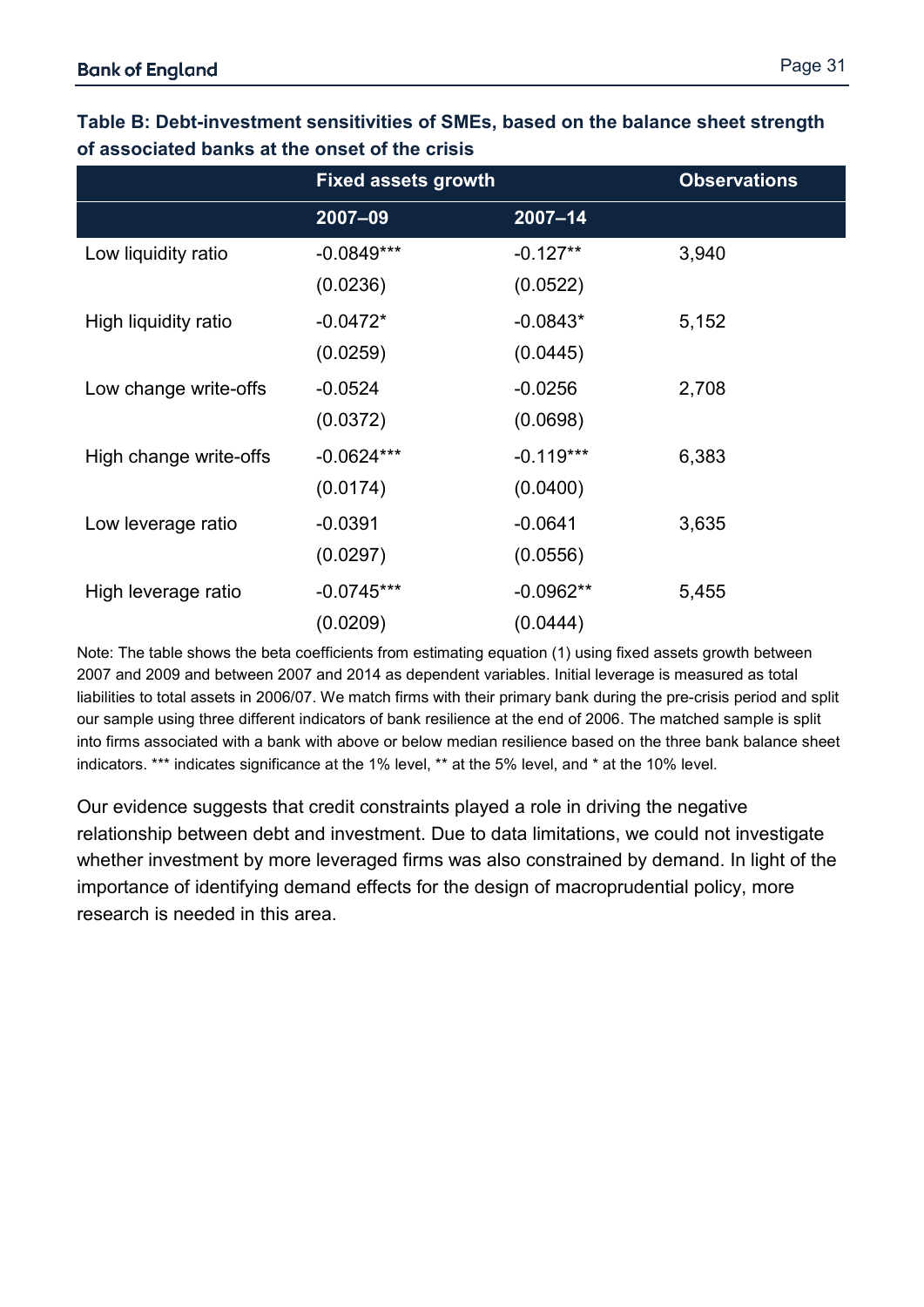**Table B: Debt-investment sensitivities of SMEs, based on the balance sheet strength of associated banks at the onset of the crisis**

| | Fixed assets growth | | Observations |
|---|---|---|---|
| | 2007–09 | 2007–14 | |
| Low liquidity ratio | -0.0849*** | -0.127** | 3,940 |
| | (0.0236) | (0.0522) | |
| High liquidity ratio | -0.0472* | -0.0843* | 5,152 |
| | (0.0259) | (0.0445) | |
| Low change write-offs | -0.0524 | -0.0256 | 2,708 |
| | (0.0372) | (0.0698) | |
| High change write-offs | -0.0624*** | -0.119*** | 6,383 |
| | (0.0174) | (0.0400) | |
| Low leverage ratio | -0.0391 | -0.0641 | 3,635 |
| | (0.0297) | (0.0556) | |
| High leverage ratio | -0.0745*** | -0.0962** | 5,455 |
| | (0.0209) | (0.0444) | |

Note: The table shows the beta coefficients from estimating equation (1) using fixed assets growth between 2007 and 2009 and between 2007 and 2014 as dependent variables. Initial leverage is measured as total liabilities to total assets in 2006/07. We match firms with their primary bank during the pre-crisis period and split our sample using three different indicators of bank resilience at the end of 2006. The matched sample is split into firms associated with a bank with above or below median resilience based on the three bank balance sheet indicators. *** indicates significance at the 1% level, ** at the 5% level, and * at the 10% level.

Our evidence suggests that credit constraints played a role in driving the negative relationship between debt and investment. Due to data limitations, we could not investigate whether investment by more leveraged firms was also constrained by demand. In light of the importance of identifying demand effects for the design of macroprudential policy, more research is needed in this area.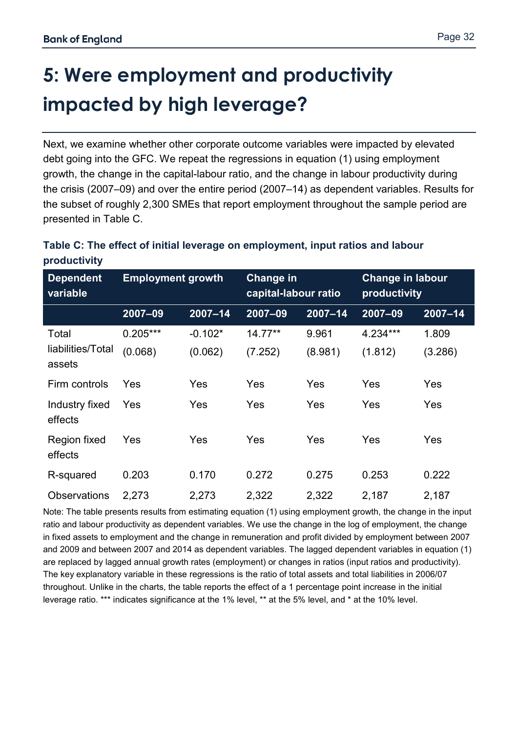# 5: Were employment and productivity impacted by high leverage?

Next, we examine whether other corporate outcome variables were impacted by elevated debt going into the GFC. We repeat the regressions in equation (1) using employment growth, the change in the capital-labour ratio, and the change in labour productivity during the crisis (2007–09) and over the entire period (2007–14) as dependent variables. Results for the subset of roughly 2,300 SMEs that report employment throughout the sample period are presented in Table C.

**Table C: The effect of initial leverage on employment, input ratios and labour productivity**

| Dependent variable | Employment growth | | Change in capital-labour ratio | | Change in labour productivity | |
|---|---|---|---|---|---|---|
| | 2007–09 | 2007–14 | 2007–09 | 2007–14 | 2007–09 | 2007–14 |
| Total liabilities/Total assets | 0.205*** | -0.102* | 14.77** | 9.961 | 4.234*** | 1.809 |
| | (0.068) | (0.062) | (7.252) | (8.981) | (1.812) | (3.286) |
| Firm controls | Yes | Yes | Yes | Yes | Yes | Yes |
| Industry fixed effects | Yes | Yes | Yes | Yes | Yes | Yes |
| Region fixed effects | Yes | Yes | Yes | Yes | Yes | Yes |
| R-squared | 0.203 | 0.170 | 0.272 | 0.275 | 0.253 | 0.222 |
| Observations | 2,273 | 2,273 | 2,322 | 2,322 | 2,187 | 2,187 |

Note: The table presents results from estimating equation (1) using employment growth, the change in the input ratio and labour productivity as dependent variables. We use the change in the log of employment, the change in fixed assets to employment and the change in remuneration and profit divided by employment between 2007 and 2009 and between 2007 and 2014 as dependent variables. The lagged dependent variables in equation (1) are replaced by lagged annual growth rates (employment) or changes in ratios (input ratios and productivity). The key explanatory variable in these regressions is the ratio of total assets and total liabilities in 2006/07 throughout. Unlike in the charts, the table reports the effect of a 1 percentage point increase in the initial leverage ratio. *** indicates significance at the 1% level, ** at the 5% level, and * at the 10% level.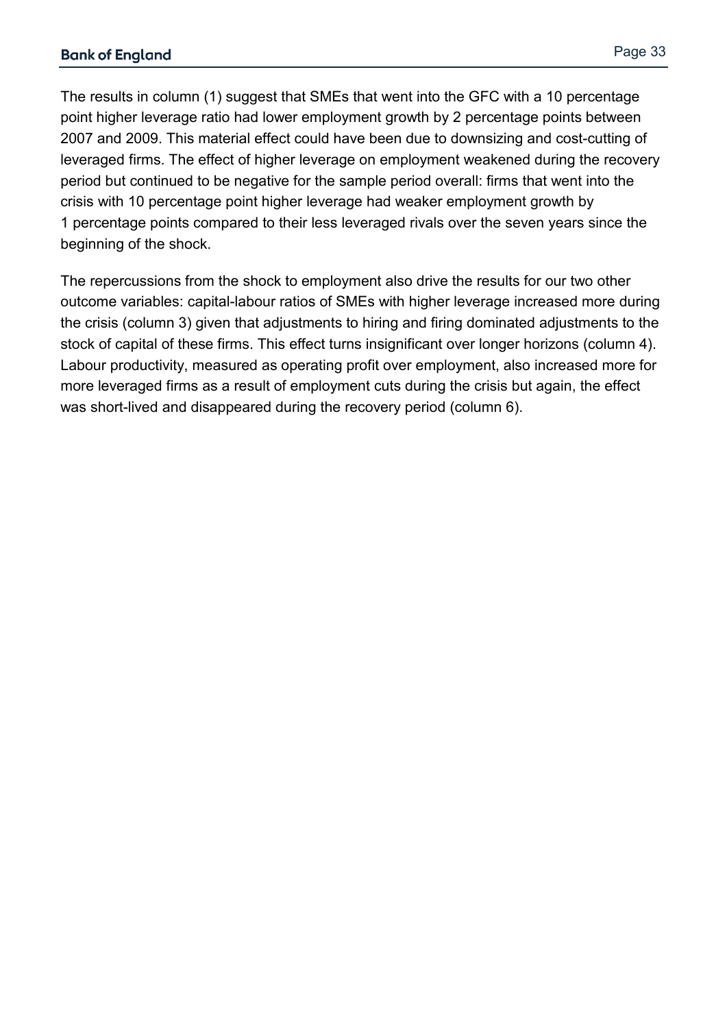The results in column (1) suggest that SMEs that went into the GFC with a 10 percentage point higher leverage ratio had lower employment growth by 2 percentage points between 2007 and 2009. This material effect could have been due to downsizing and cost-cutting of leveraged firms. The effect of higher leverage on employment weakened during the recovery period but continued to be negative for the sample period overall: firms that went into the crisis with 10 percentage point higher leverage had weaker employment growth by 1 percentage points compared to their less leveraged rivals over the seven years since the beginning of the shock.

The repercussions from the shock to employment also drive the results for our two other outcome variables: capital-labour ratios of SMEs with higher leverage increased more during the crisis (column 3) given that adjustments to hiring and firing dominated adjustments to the stock of capital of these firms. This effect turns insignificant over longer horizons (column 4). Labour productivity, measured as operating profit over employment, also increased more for more leveraged firms as a result of employment cuts during the crisis but again, the effect was short-lived and disappeared during the recovery period (column 6).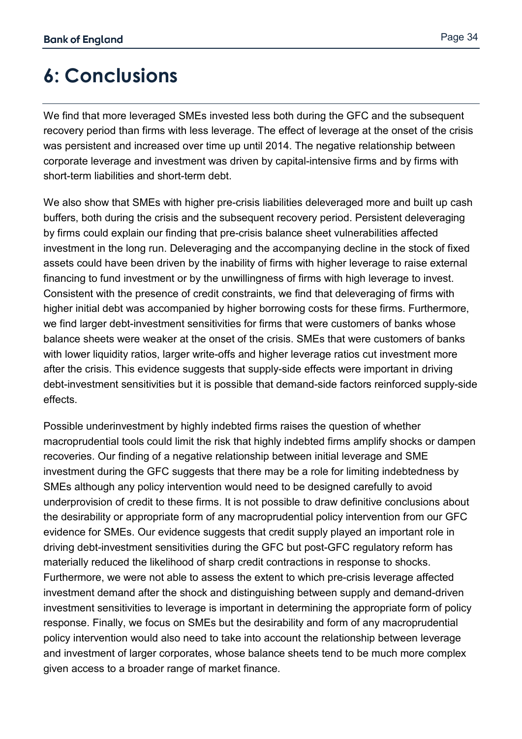# 6: Conclusions

We find that more leveraged SMEs invested less both during the GFC and the subsequent recovery period than firms with less leverage. The effect of leverage at the onset of the crisis was persistent and increased over time up until 2014. The negative relationship between corporate leverage and investment was driven by capital-intensive firms and by firms with short-term liabilities and short-term debt.

We also show that SMEs with higher pre-crisis liabilities deleveraged more and built up cash buffers, both during the crisis and the subsequent recovery period. Persistent deleveraging by firms could explain our finding that pre-crisis balance sheet vulnerabilities affected investment in the long run. Deleveraging and the accompanying decline in the stock of fixed assets could have been driven by the inability of firms with higher leverage to raise external financing to fund investment or by the unwillingness of firms with high leverage to invest. Consistent with the presence of credit constraints, we find that deleveraging of firms with higher initial debt was accompanied by higher borrowing costs for these firms. Furthermore, we find larger debt-investment sensitivities for firms that were customers of banks whose balance sheets were weaker at the onset of the crisis. SMEs that were customers of banks with lower liquidity ratios, larger write-offs and higher leverage ratios cut investment more after the crisis. This evidence suggests that supply-side effects were important in driving debt-investment sensitivities but it is possible that demand-side factors reinforced supply-side effects.

Possible underinvestment by highly indebted firms raises the question of whether macroprudential tools could limit the risk that highly indebted firms amplify shocks or dampen recoveries. Our finding of a negative relationship between initial leverage and SME investment during the GFC suggests that there may be a role for limiting indebtedness by SMEs although any policy intervention would need to be designed carefully to avoid underprovision of credit to these firms. It is not possible to draw definitive conclusions about the desirability or appropriate form of any macroprudential policy intervention from our GFC evidence for SMEs. Our evidence suggests that credit supply played an important role in driving debt-investment sensitivities during the GFC but post-GFC regulatory reform has materially reduced the likelihood of sharp credit contractions in response to shocks. Furthermore, we were not able to assess the extent to which pre-crisis leverage affected investment demand after the shock and distinguishing between supply and demand-driven investment sensitivities to leverage is important in determining the appropriate form of policy response. Finally, we focus on SMEs but the desirability and form of any macroprudential policy intervention would also need to take into account the relationship between leverage and investment of larger corporates, whose balance sheets tend to be much more complex given access to a broader range of market finance.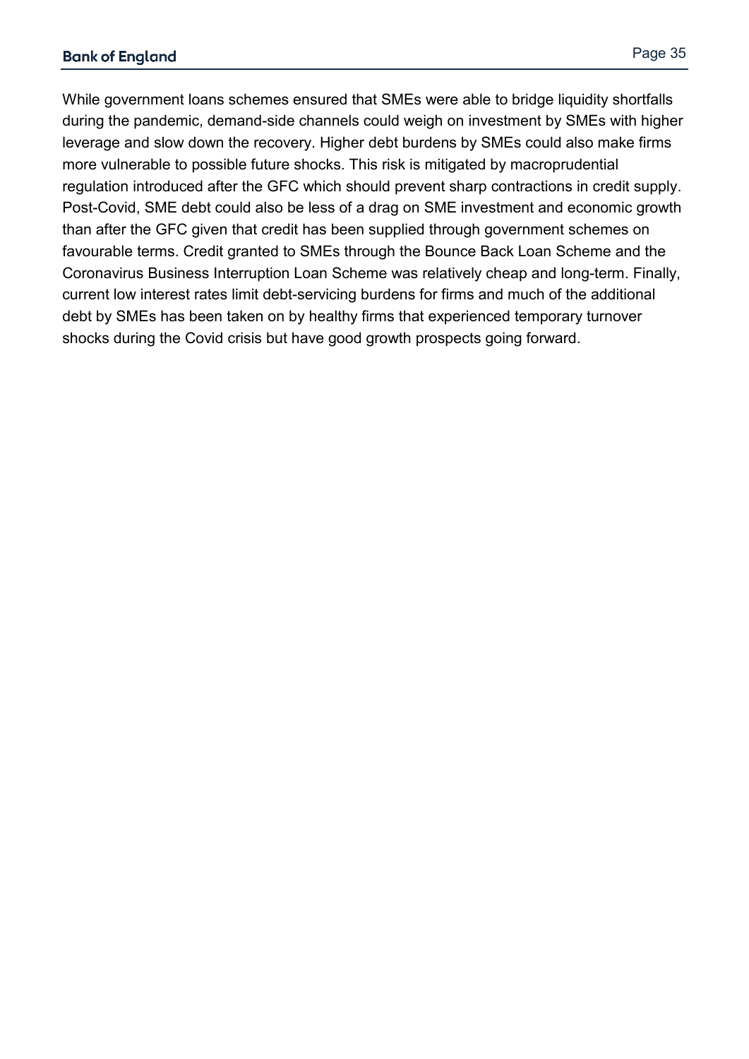While government loans schemes ensured that SMEs were able to bridge liquidity shortfalls during the pandemic, demand-side channels could weigh on investment by SMEs with higher leverage and slow down the recovery. Higher debt burdens by SMEs could also make firms more vulnerable to possible future shocks. This risk is mitigated by macroprudential regulation introduced after the GFC which should prevent sharp contractions in credit supply. Post-Covid, SME debt could also be less of a drag on SME investment and economic growth than after the GFC given that credit has been supplied through government schemes on favourable terms. Credit granted to SMEs through the Bounce Back Loan Scheme and the Coronavirus Business Interruption Loan Scheme was relatively cheap and long-term. Finally, current low interest rates limit debt-servicing burdens for firms and much of the additional debt by SMEs has been taken on by healthy firms that experienced temporary turnover shocks during the Covid crisis but have good growth prospects going forward.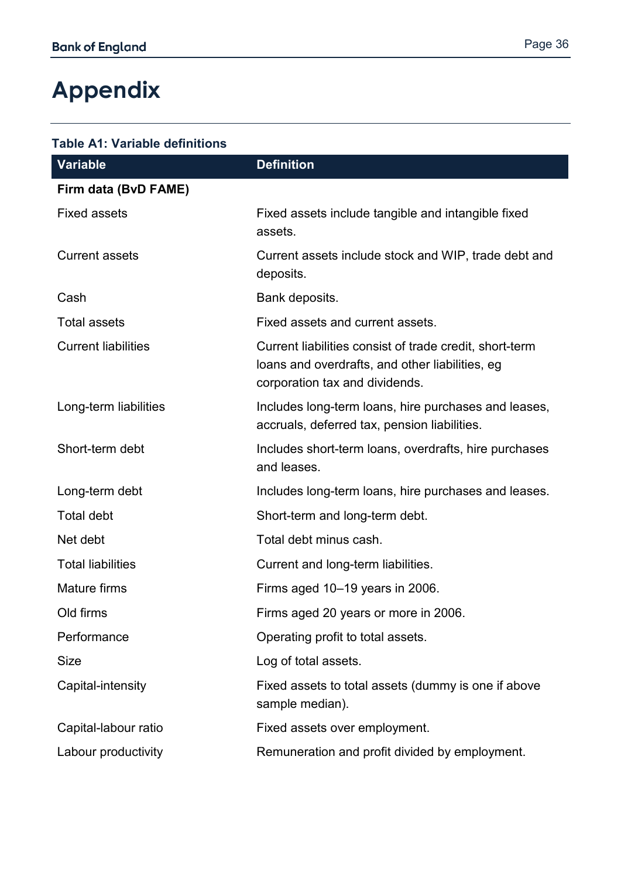# Appendix

**Table A1: Variable definitions**

| Variable | Definition |
|---|---|
| **Firm data (BvD FAME)** | |
| Fixed assets | Fixed assets include tangible and intangible fixed assets. |
| Current assets | Current assets include stock and WIP, trade debt and deposits. |
| Cash | Bank deposits. |
| Total assets | Fixed assets and current assets. |
| Current liabilities | Current liabilities consist of trade credit, short-term loans and overdrafts, and other liabilities, eg corporation tax and dividends. |
| Long-term liabilities | Includes long-term loans, hire purchases and leases, accruals, deferred tax, pension liabilities. |
| Short-term debt | Includes short-term loans, overdrafts, hire purchases and leases. |
| Long-term debt | Includes long-term loans, hire purchases and leases. |
| Total debt | Short-term and long-term debt. |
| Net debt | Total debt minus cash. |
| Total liabilities | Current and long-term liabilities. |
| Mature firms | Firms aged 10–19 years in 2006. |
| Old firms | Firms aged 20 years or more in 2006. |
| Performance | Operating profit to total assets. |
| Size | Log of total assets. |
| Capital-intensity | Fixed assets to total assets (dummy is one if above sample median). |
| Capital-labour ratio | Fixed assets over employment. |
| Labour productivity | Remuneration and profit divided by employment. |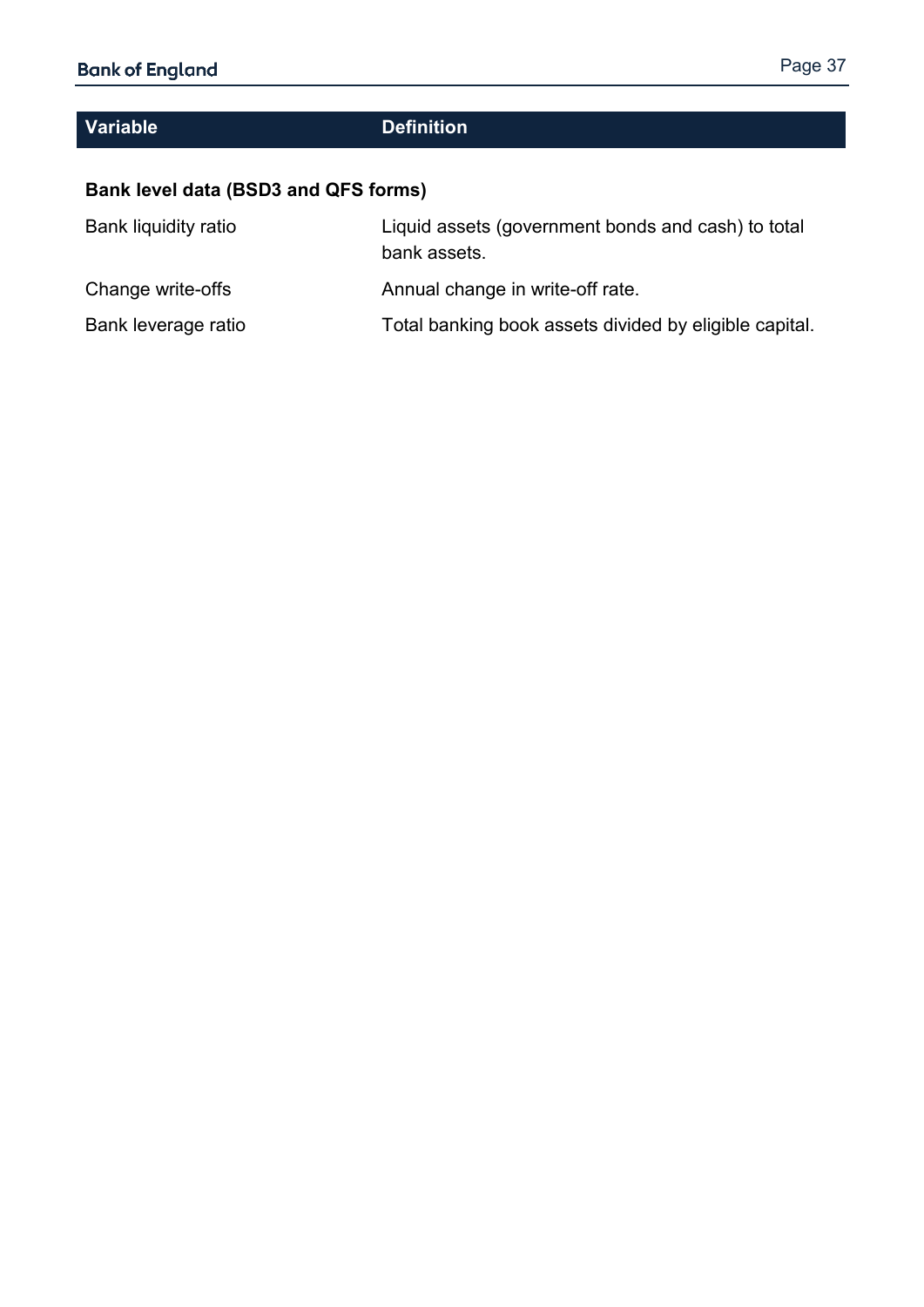| Variable | Definition |
| --- | --- |
| **Bank level data (BSD3 and QFS forms)** | |
| Bank liquidity ratio | Liquid assets (government bonds and cash) to total bank assets. |
| Change write-offs | Annual change in write-off rate. |
| Bank leverage ratio | Total banking book assets divided by eligible capital. |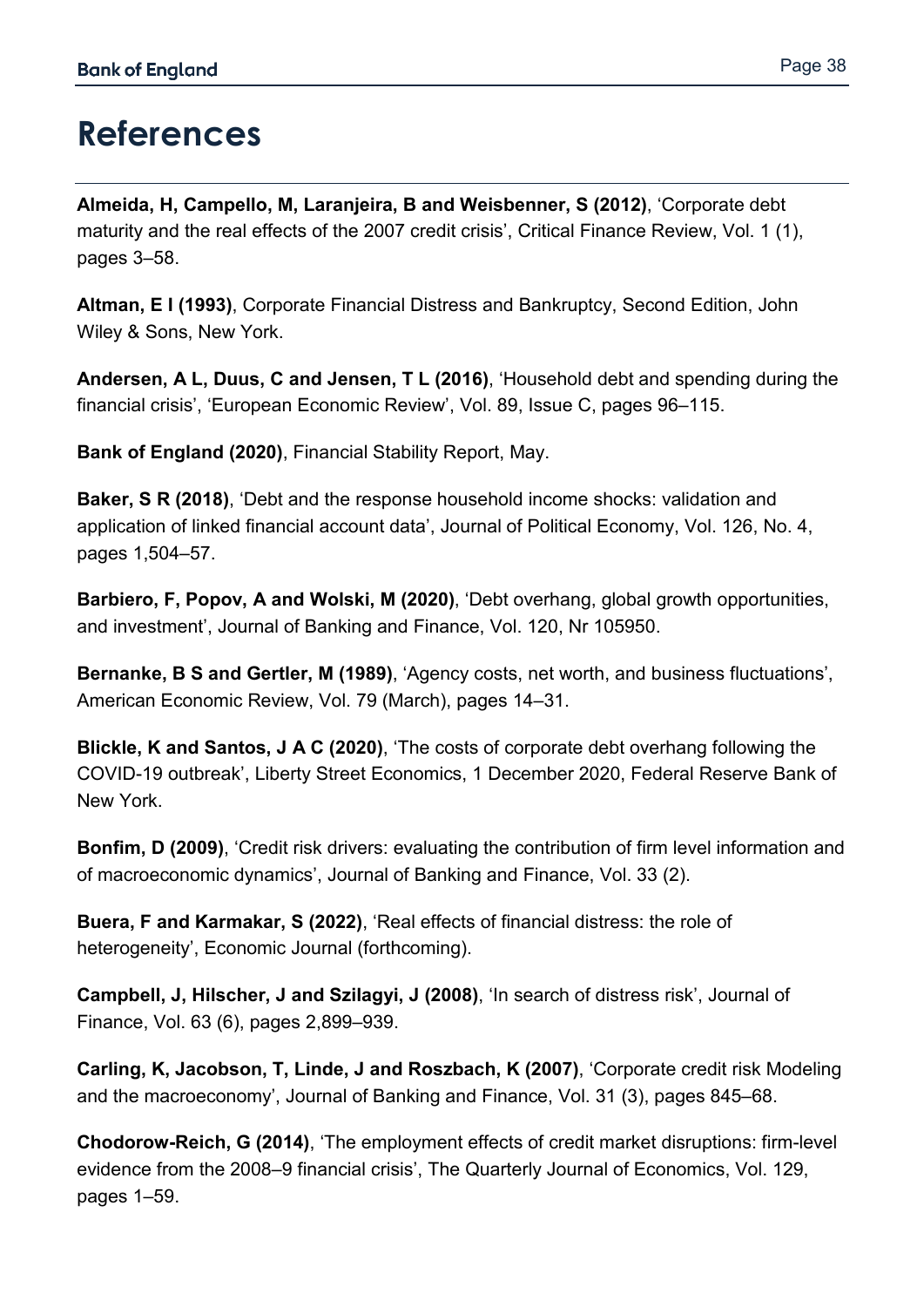# References

**Almeida, H, Campello, M, Laranjeira, B and Weisbenner, S (2012)**, 'Corporate debt maturity and the real effects of the 2007 credit crisis', Critical Finance Review, Vol. 1 (1), pages 3–58.

**Altman, E I (1993)**, Corporate Financial Distress and Bankruptcy, Second Edition, John Wiley & Sons, New York.

**Andersen, A L, Duus, C and Jensen, T L (2016)**, 'Household debt and spending during the financial crisis', 'European Economic Review', Vol. 89, Issue C, pages 96–115.

**Bank of England (2020)**, Financial Stability Report, May.

**Baker, S R (2018)**, 'Debt and the response household income shocks: validation and application of linked financial account data', Journal of Political Economy, Vol. 126, No. 4, pages 1,504–57.

**Barbiero, F, Popov, A and Wolski, M (2020)**, 'Debt overhang, global growth opportunities, and investment', Journal of Banking and Finance, Vol. 120, Nr 105950.

**Bernanke, B S and Gertler, M (1989)**, 'Agency costs, net worth, and business fluctuations', American Economic Review, Vol. 79 (March), pages 14–31.

**Blickle, K and Santos, J A C (2020)**, 'The costs of corporate debt overhang following the COVID-19 outbreak', Liberty Street Economics, 1 December 2020, Federal Reserve Bank of New York.

**Bonfim, D (2009)**, 'Credit risk drivers: evaluating the contribution of firm level information and of macroeconomic dynamics', Journal of Banking and Finance, Vol. 33 (2).

**Buera, F and Karmakar, S (2022)**, 'Real effects of financial distress: the role of heterogeneity', Economic Journal (forthcoming).

**Campbell, J, Hilscher, J and Szilagyi, J (2008)**, 'In search of distress risk', Journal of Finance, Vol. 63 (6), pages 2,899–939.

**Carling, K, Jacobson, T, Linde, J and Roszbach, K (2007)**, 'Corporate credit risk Modeling and the macroeconomy', Journal of Banking and Finance, Vol. 31 (3), pages 845–68.

**Chodorow-Reich, G (2014)**, 'The employment effects of credit market disruptions: firm-level evidence from the 2008–9 financial crisis', The Quarterly Journal of Economics, Vol. 129, pages 1–59.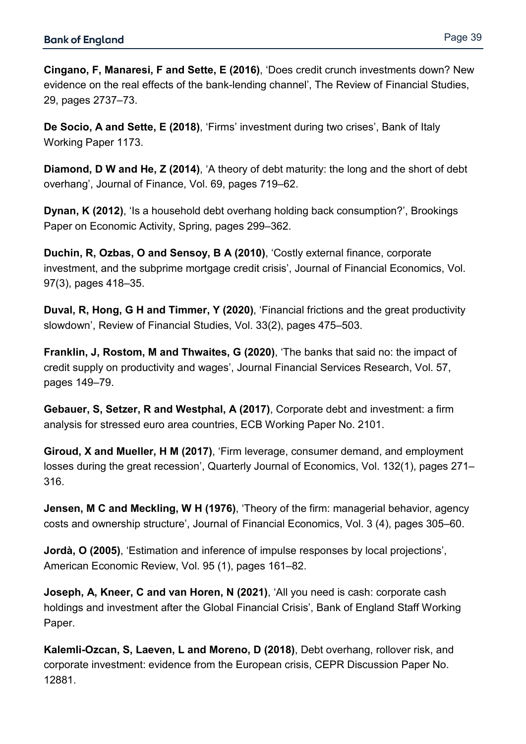**Cingano, F, Manaresi, F and Sette, E (2016)**, 'Does credit crunch investments down? New evidence on the real effects of the bank-lending channel', The Review of Financial Studies, 29, pages 2737–73.

**De Socio, A and Sette, E (2018)**, 'Firms' investment during two crises', Bank of Italy Working Paper 1173.

**Diamond, D W and He, Z (2014)**, 'A theory of debt maturity: the long and the short of debt overhang', Journal of Finance, Vol. 69, pages 719–62.

**Dynan, K (2012)**, 'Is a household debt overhang holding back consumption?', Brookings Paper on Economic Activity, Spring, pages 299–362.

**Duchin, R, Ozbas, O and Sensoy, B A (2010)**, 'Costly external finance, corporate investment, and the subprime mortgage credit crisis', Journal of Financial Economics, Vol. 97(3), pages 418–35.

**Duval, R, Hong, G H and Timmer, Y (2020)**, 'Financial frictions and the great productivity slowdown', Review of Financial Studies, Vol. 33(2), pages 475–503.

**Franklin, J, Rostom, M and Thwaites, G (2020)**, 'The banks that said no: the impact of credit supply on productivity and wages', Journal Financial Services Research, Vol. 57, pages 149–79.

**Gebauer, S, Setzer, R and Westphal, A (2017)**, Corporate debt and investment: a firm analysis for stressed euro area countries, ECB Working Paper No. 2101.

**Giroud, X and Mueller, H M (2017)**, 'Firm leverage, consumer demand, and employment losses during the great recession', Quarterly Journal of Economics, Vol. 132(1), pages 271–316.

**Jensen, M C and Meckling, W H (1976)**, 'Theory of the firm: managerial behavior, agency costs and ownership structure', Journal of Financial Economics, Vol. 3 (4), pages 305–60.

**Jordà, O (2005)**, 'Estimation and inference of impulse responses by local projections', American Economic Review, Vol. 95 (1), pages 161–82.

**Joseph, A, Kneer, C and van Horen, N (2021)**, 'All you need is cash: corporate cash holdings and investment after the Global Financial Crisis', Bank of England Staff Working Paper.

**Kalemli-Ozcan, S, Laeven, L and Moreno, D (2018)**, Debt overhang, rollover risk, and corporate investment: evidence from the European crisis, CEPR Discussion Paper No. 12881.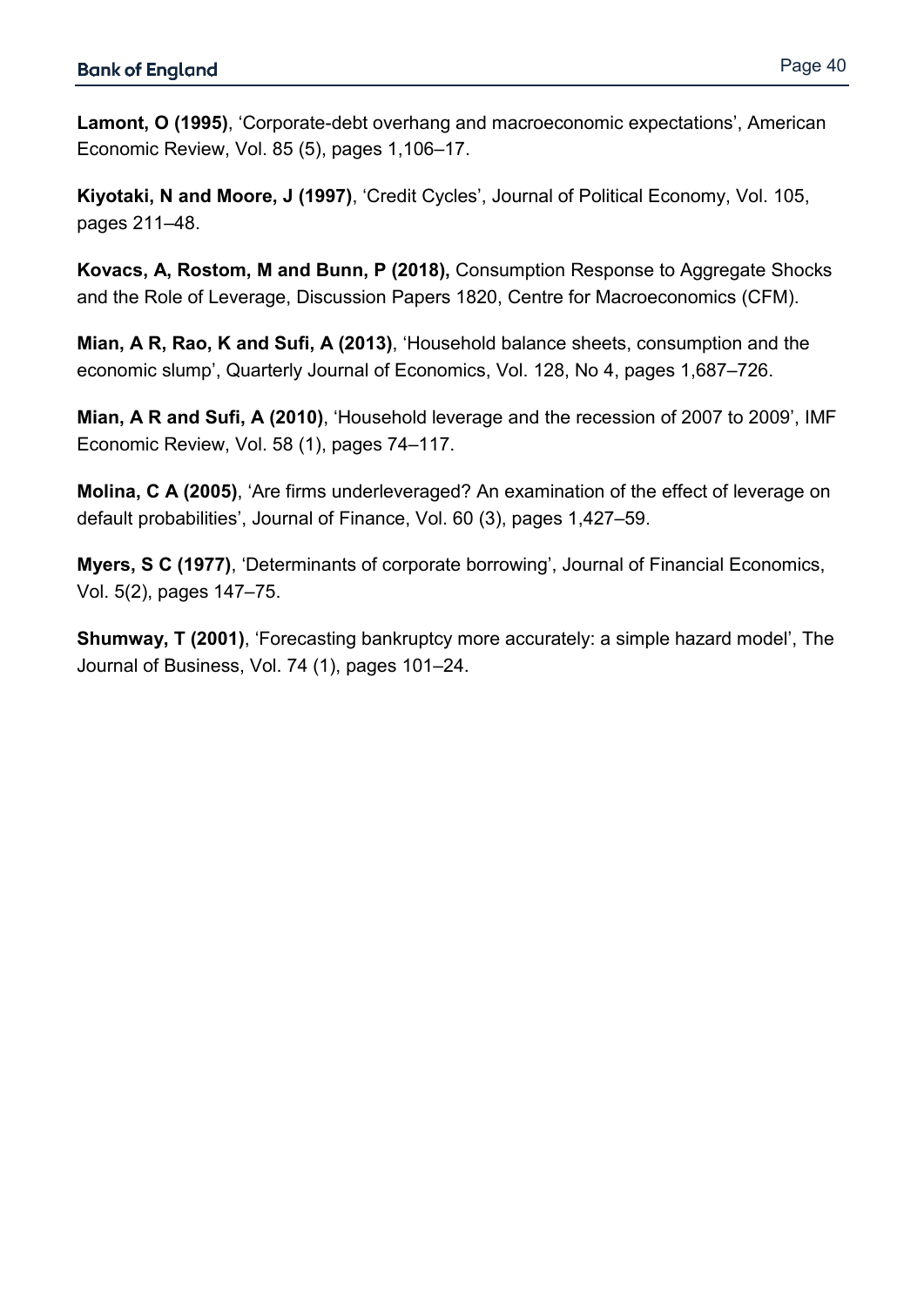**Lamont, O (1995)**, 'Corporate-debt overhang and macroeconomic expectations', American Economic Review, Vol. 85 (5), pages 1,106–17.

**Kiyotaki, N and Moore, J (1997)**, 'Credit Cycles', Journal of Political Economy, Vol. 105, pages 211–48.

**Kovacs, A, Rostom, M and Bunn, P (2018),** Consumption Response to Aggregate Shocks and the Role of Leverage, Discussion Papers 1820, Centre for Macroeconomics (CFM).

**Mian, A R, Rao, K and Sufi, A (2013)**, 'Household balance sheets, consumption and the economic slump', Quarterly Journal of Economics, Vol. 128, No 4, pages 1,687–726.

**Mian, A R and Sufi, A (2010)**, 'Household leverage and the recession of 2007 to 2009', IMF Economic Review, Vol. 58 (1), pages 74–117.

**Molina, C A (2005)**, 'Are firms underleveraged? An examination of the effect of leverage on default probabilities', Journal of Finance, Vol. 60 (3), pages 1,427–59.

**Myers, S C (1977)**, 'Determinants of corporate borrowing', Journal of Financial Economics, Vol. 5(2), pages 147–75.

**Shumway, T (2001)**, 'Forecasting bankruptcy more accurately: a simple hazard model', The Journal of Business, Vol. 74 (1), pages 101–24.